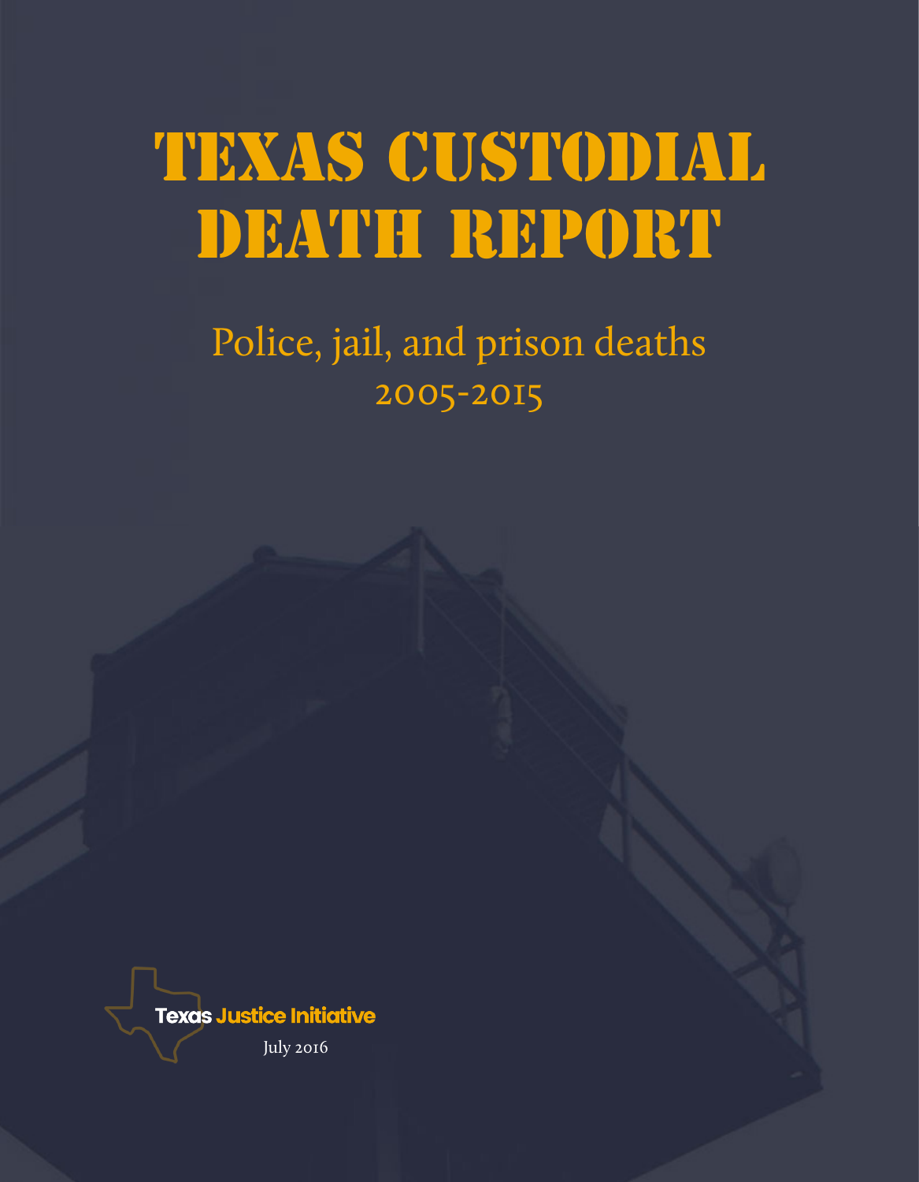# TEXAS CUSTODIAL DEATH REPORT

## Police, jail, and prison deaths 2005-2015

Texas Justice Initiative

July 2016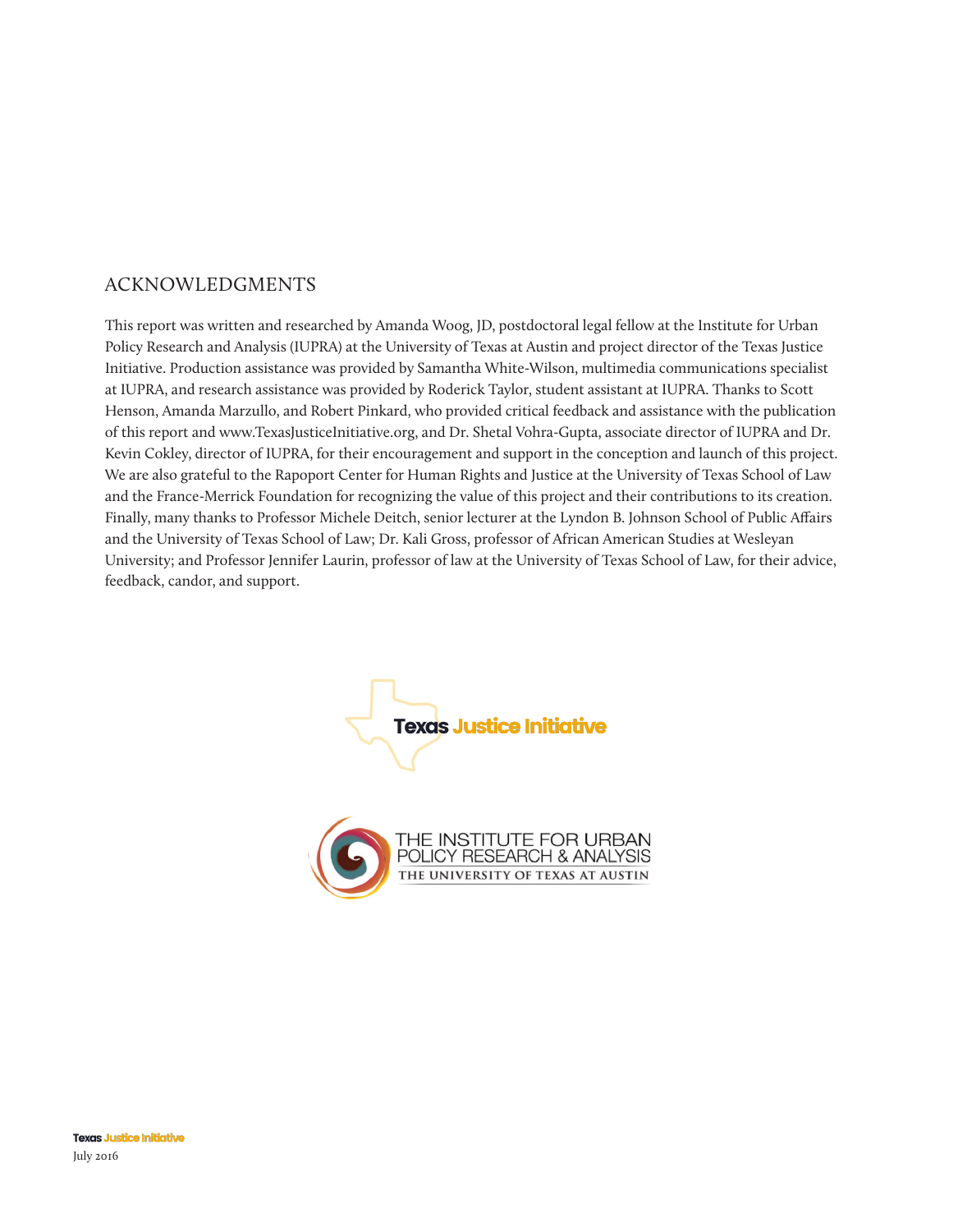## ACKNOWLEDGMENTS

This report was written and researched by Amanda Woog, JD, postdoctoral legal fellow at the Institute for Urban Policy Research and Analysis (IUPRA) at the University of Texas at Austin and project director of the Texas Justice Initiative. Production assistance was provided by Samantha White-Wilson, multimedia communications specialist at IUPRA, and research assistance was provided by Roderick Taylor, student assistant at IUPRA. Thanks to Scott Henson, Amanda Marzullo, and Robert Pinkard, who provided critical feedback and assistance with the publication of this report and www.TexasJusticeInitiative.org, and Dr. Shetal Vohra-Gupta, associate director of IUPRA and Dr. Kevin Cokley, director of IUPRA, for their encouragement and support in the conception and launch of this project. We are also grateful to the Rapoport Center for Human Rights and Justice at the University of Texas School of Law and the France-Merrick Foundation for recognizing the value of this project and their contributions to its creation. Finally, many thanks to Professor Michele Deitch, senior lecturer at the Lyndon B. Johnson School of Public Affairs and the University of Texas School of Law; Dr. Kali Gross, professor of African American Studies at Wesleyan University; and Professor Jennifer Laurin, professor of law at the University of Texas School of Law, for their advice, feedback, candor, and support.

Texas Justice Initiative

THE INSTITUTE FOR URBAN POLICY RESEARCH & ANALYSIS
THE UNIVERSITY OF TEXAS AT AUSTIN

Texas Justice Initiative
July 2016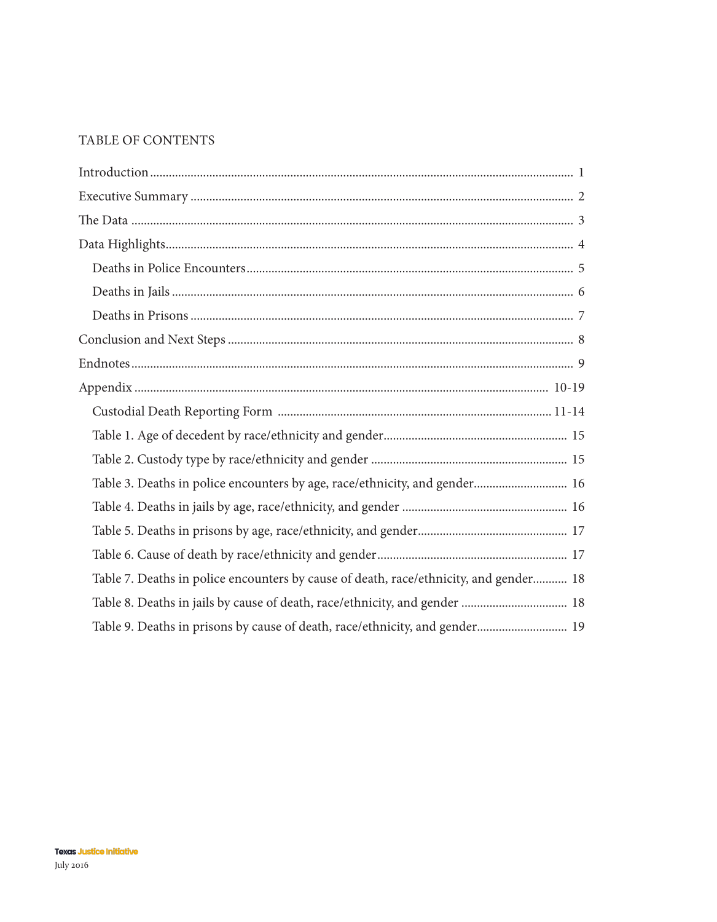## TABLE OF CONTENTS

- Introduction ........ 1
- Executive Summary ........ 2
- The Data ........ 3
- Data Highlights ........ 4
  - Deaths in Police Encounters ........ 5
  - Deaths in Jails ........ 6
  - Deaths in Prisons ........ 7
- Conclusion and Next Steps ........ 8
- Endnotes ........ 9
- Appendix ........ 10-19
  - Custodial Death Reporting Form ........ 11-14
  - Table 1. Age of decedent by race/ethnicity and gender ........ 15
  - Table 2. Custody type by race/ethnicity and gender ........ 15
  - Table 3. Deaths in police encounters by age, race/ethnicity, and gender ........ 16
  - Table 4. Deaths in jails by age, race/ethnicity, and gender ........ 16
  - Table 5. Deaths in prisons by age, race/ethnicity, and gender ........ 17
  - Table 6. Cause of death by race/ethnicity and gender ........ 17
  - Table 7. Deaths in police encounters by cause of death, race/ethnicity, and gender ........ 18
  - Table 8. Deaths in jails by cause of death, race/ethnicity, and gender ........ 18
  - Table 9. Deaths in prisons by cause of death, race/ethnicity, and gender ........ 19

Texas Justice Initiative

July 2016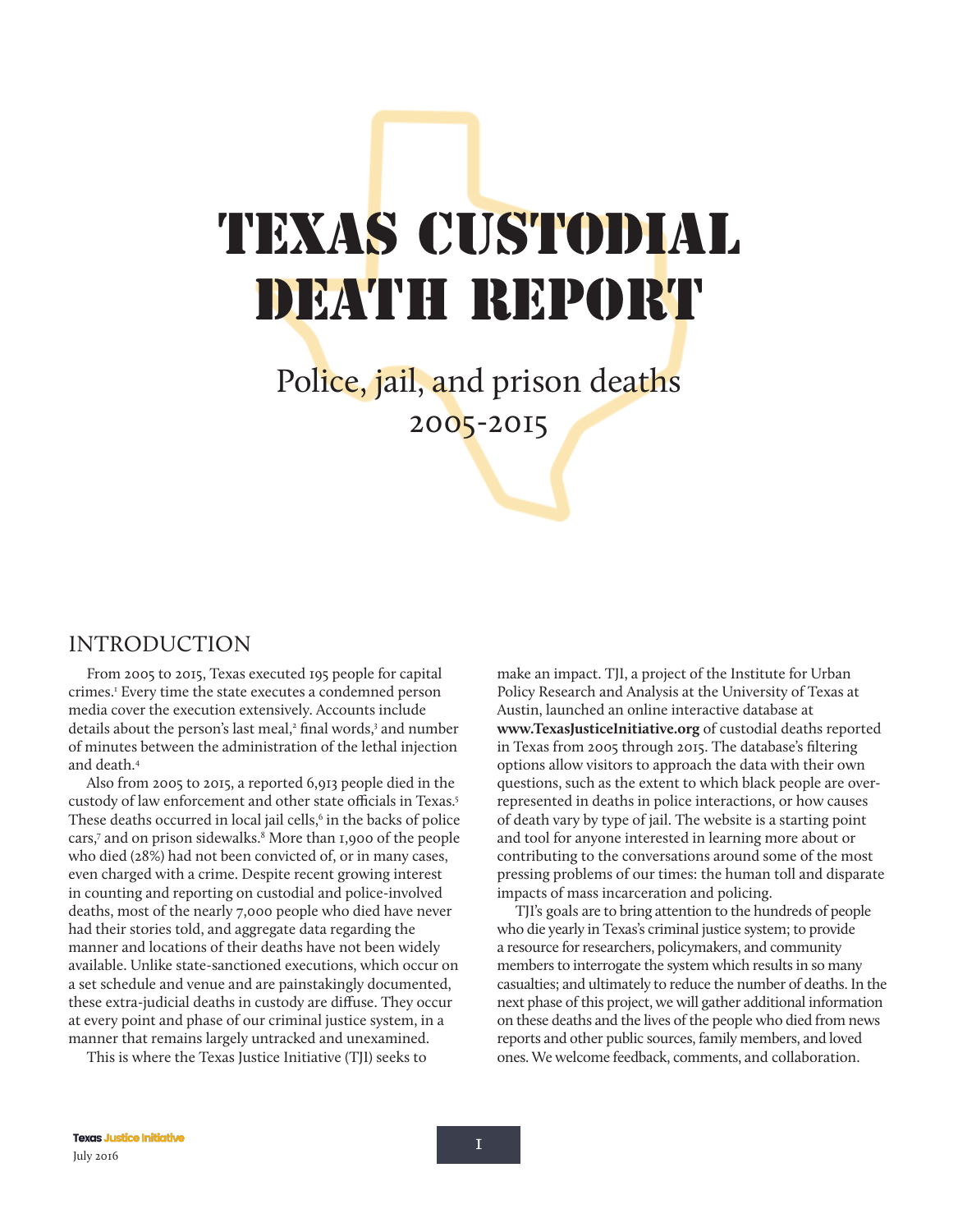# TEXAS CUSTODIAL DEATH REPORT

## Police, jail, and prison deaths 2005-2015

## INTRODUCTION

From 2005 to 2015, Texas executed 195 people for capital crimes.[1] Every time the state executes a condemned person media cover the execution extensively. Accounts include details about the person's last meal,[2] final words,[3] and number of minutes between the administration of the lethal injection and death.[4]

Also from 2005 to 2015, a reported 6,913 people died in the custody of law enforcement and other state officials in Texas.[5] These deaths occurred in local jail cells,[6] in the backs of police cars,[7] and on prison sidewalks.[8] More than 1,900 of the people who died (28%) had not been convicted of, or in many cases, even charged with a crime. Despite recent growing interest in counting and reporting on custodial and police-involved deaths, most of the nearly 7,000 people who died have never had their stories told, and aggregate data regarding the manner and locations of their deaths have not been widely available. Unlike state-sanctioned executions, which occur on a set schedule and venue and are painstakingly documented, these extra-judicial deaths in custody are diffuse. They occur at every point and phase of our criminal justice system, in a manner that remains largely untracked and unexamined.

This is where the Texas Justice Initiative (TJI) seeks to make an impact. TJI, a project of the Institute for Urban Policy Research and Analysis at the University of Texas at Austin, launched an online interactive database at **www.TexasJusticeInitiative.org** of custodial deaths reported in Texas from 2005 through 2015. The database's filtering options allow visitors to approach the data with their own questions, such as the extent to which black people are over-represented in deaths in police interactions, or how causes of death vary by type of jail. The website is a starting point and tool for anyone interested in learning more about or contributing to the conversations around some of the most pressing problems of our times: the human toll and disparate impacts of mass incarceration and policing.

TJI's goals are to bring attention to the hundreds of people who die yearly in Texas's criminal justice system; to provide a resource for researchers, policymakers, and community members to interrogate the system which results in so many casualties; and ultimately to reduce the number of deaths. In the next phase of this project, we will gather additional information on these deaths and the lives of the people who died from news reports and other public sources, family members, and loved ones. We welcome feedback, comments, and collaboration.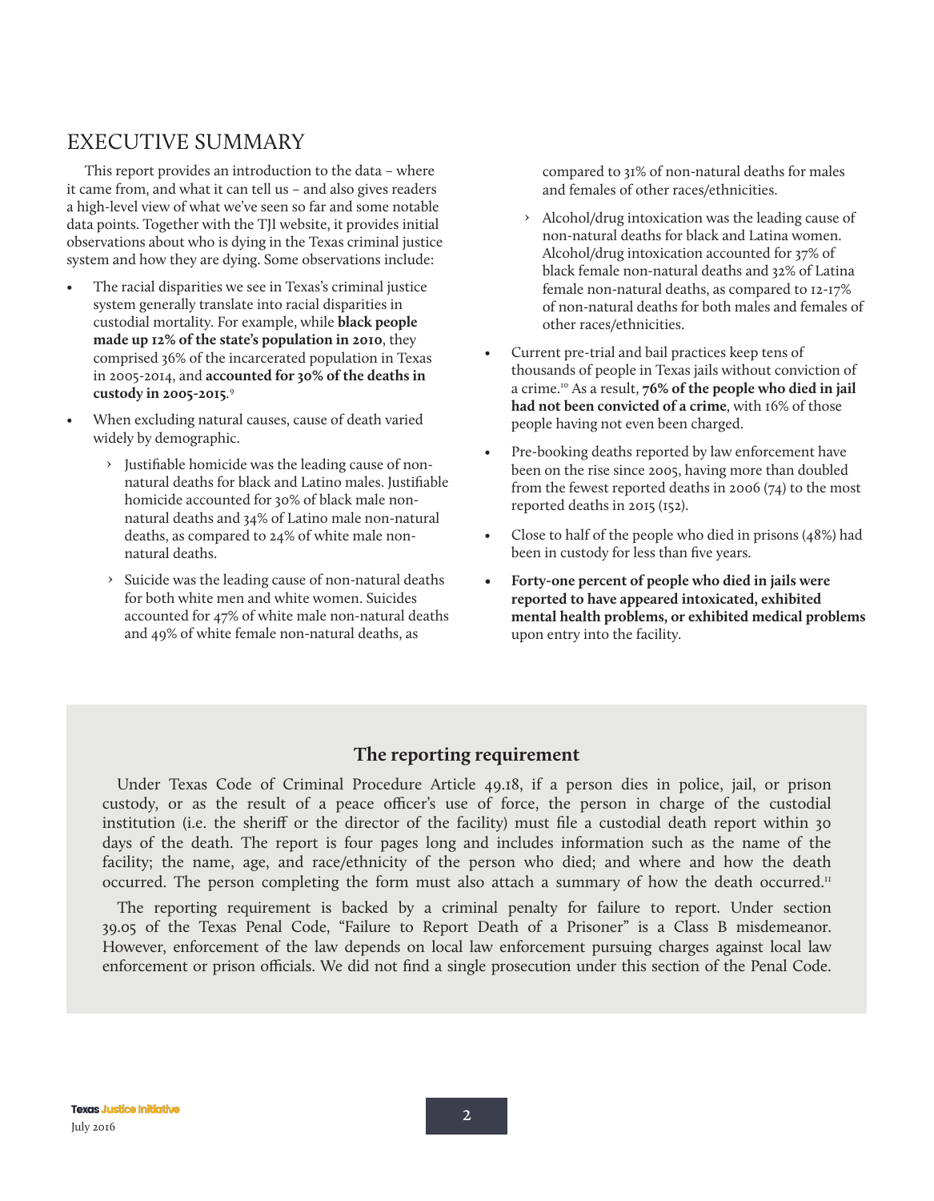## EXECUTIVE SUMMARY

This report provides an introduction to the data – where it came from, and what it can tell us – and also gives readers a high-level view of what we've seen so far and some notable data points. Together with the TJI website, it provides initial observations about who is dying in the Texas criminal justice system and how they are dying. Some observations include:

- The racial disparities we see in Texas's criminal justice system generally translate into racial disparities in custodial mortality. For example, while **black people made up 12% of the state's population in 2010**, they comprised 36% of the incarcerated population in Texas in 2005-2014, and **accounted for 30% of the deaths in custody in 2005-2015.**[9]
- When excluding natural causes, cause of death varied widely by demographic.
  - Justifiable homicide was the leading cause of non-natural deaths for black and Latino males. Justifiable homicide accounted for 30% of black male non-natural deaths and 34% of Latino male non-natural deaths, as compared to 24% of white male non-natural deaths.
  - Suicide was the leading cause of non-natural deaths for both white men and white women. Suicides accounted for 47% of white male non-natural deaths and 49% of white female non-natural deaths, as compared to 31% of non-natural deaths for males and females of other races/ethnicities.
  - Alcohol/drug intoxication was the leading cause of non-natural deaths for black and Latina women. Alcohol/drug intoxication accounted for 37% of black female non-natural deaths and 32% of Latina female non-natural deaths, as compared to 12-17% of non-natural deaths for both males and females of other races/ethnicities.
- Current pre-trial and bail practices keep tens of thousands of people in Texas jails without conviction of a crime.[10] As a result, **76% of the people who died in jail had not been convicted of a crime**, with 16% of those people having not even been charged.
- Pre-booking deaths reported by law enforcement have been on the rise since 2005, having more than doubled from the fewest reported deaths in 2006 (74) to the most reported deaths in 2015 (152).
- Close to half of the people who died in prisons (48%) had been in custody for less than five years.
- **Forty-one percent of people who died in jails were reported to have appeared intoxicated, exhibited mental health problems, or exhibited medical problems** upon entry into the facility.

### The reporting requirement

Under Texas Code of Criminal Procedure Article 49.18, if a person dies in police, jail, or prison custody, or as the result of a peace officer's use of force, the person in charge of the custodial institution (i.e. the sheriff or the director of the facility) must file a custodial death report within 30 days of the death. The report is four pages long and includes information such as the name of the facility; the name, age, and race/ethnicity of the person who died; and where and how the death occurred. The person completing the form must also attach a summary of how the death occurred.[11]

The reporting requirement is backed by a criminal penalty for failure to report. Under section 39.05 of the Texas Penal Code, "Failure to Report Death of a Prisoner" is a Class B misdemeanor. However, enforcement of the law depends on local law enforcement pursuing charges against local law enforcement or prison officials. We did not find a single prosecution under this section of the Penal Code.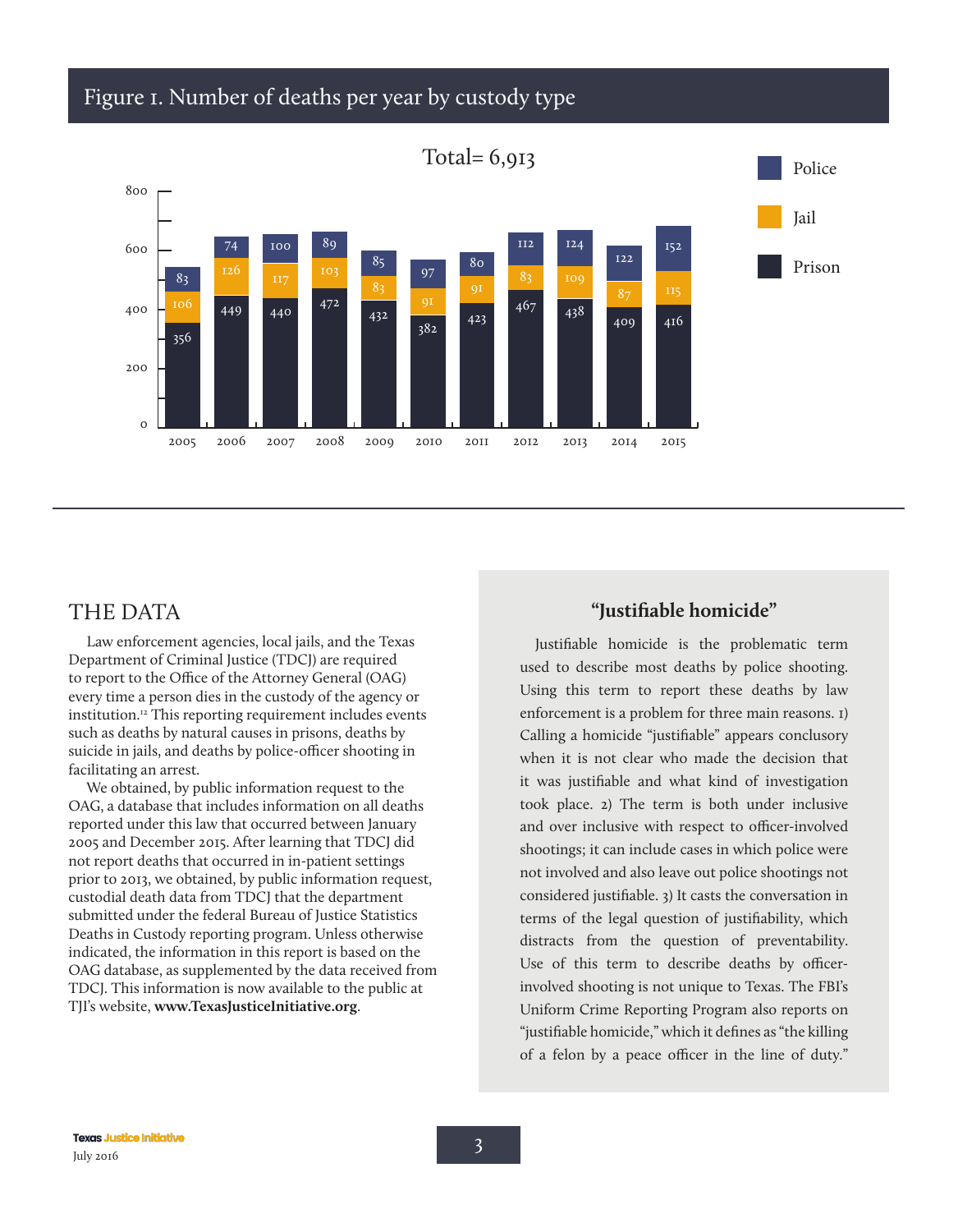## Figure 1. Number of deaths per year by custody type

Total= 6,913

| Year | Prison | Jail | Police |
|---|---|---|---|
| 2005 | 356 | 106 | 83 |
| 2006 | 449 | 126 | 74 |
| 2007 | 440 | 117 | 100 |
| 2008 | 472 | 103 | 89 |
| 2009 | 432 | 83 | 85 |
| 2010 | 382 | 91 | 97 |
| 2011 | 423 | 91 | 80 |
| 2012 | 467 | 83 | 112 |
| 2013 | 438 | 109 | 124 |
| 2014 | 409 | 87 | 122 |
| 2015 | 416 | 115 | 152 |

## THE DATA

Law enforcement agencies, local jails, and the Texas Department of Criminal Justice (TDCJ) are required to report to the Office of the Attorney General (OAG) every time a person dies in the custody of the agency or institution.[12] This reporting requirement includes events such as deaths by natural causes in prisons, deaths by suicide in jails, and deaths by police-officer shooting in facilitating an arrest.

We obtained, by public information request to the OAG, a database that includes information on all deaths reported under this law that occurred between January 2005 and December 2015. After learning that TDCJ did not report deaths that occurred in in-patient settings prior to 2013, we obtained, by public information request, custodial death data from TDCJ that the department submitted under the federal Bureau of Justice Statistics Deaths in Custody reporting program. Unless otherwise indicated, the information in this report is based on the OAG database, as supplemented by the data received from TDCJ. This information is now available to the public at TJI's website, **www.TexasJusticeInitiative.org**.

### "Justifiable homicide"

Justifiable homicide is the problematic term used to describe most deaths by police shooting. Using this term to report these deaths by law enforcement is a problem for three main reasons. 1) Calling a homicide "justifiable" appears conclusory when it is not clear who made the decision that it was justifiable and what kind of investigation took place. 2) The term is both under inclusive and over inclusive with respect to officer-involved shootings; it can include cases in which police were not involved and also leave out police shootings not considered justifiable. 3) It casts the conversation in terms of the legal question of justifiability, which distracts from the question of preventability. Use of this term to describe deaths by officer-involved shooting is not unique to Texas. The FBI's Uniform Crime Reporting Program also reports on "justifiable homicide," which it defines as "the killing of a felon by a peace officer in the line of duty."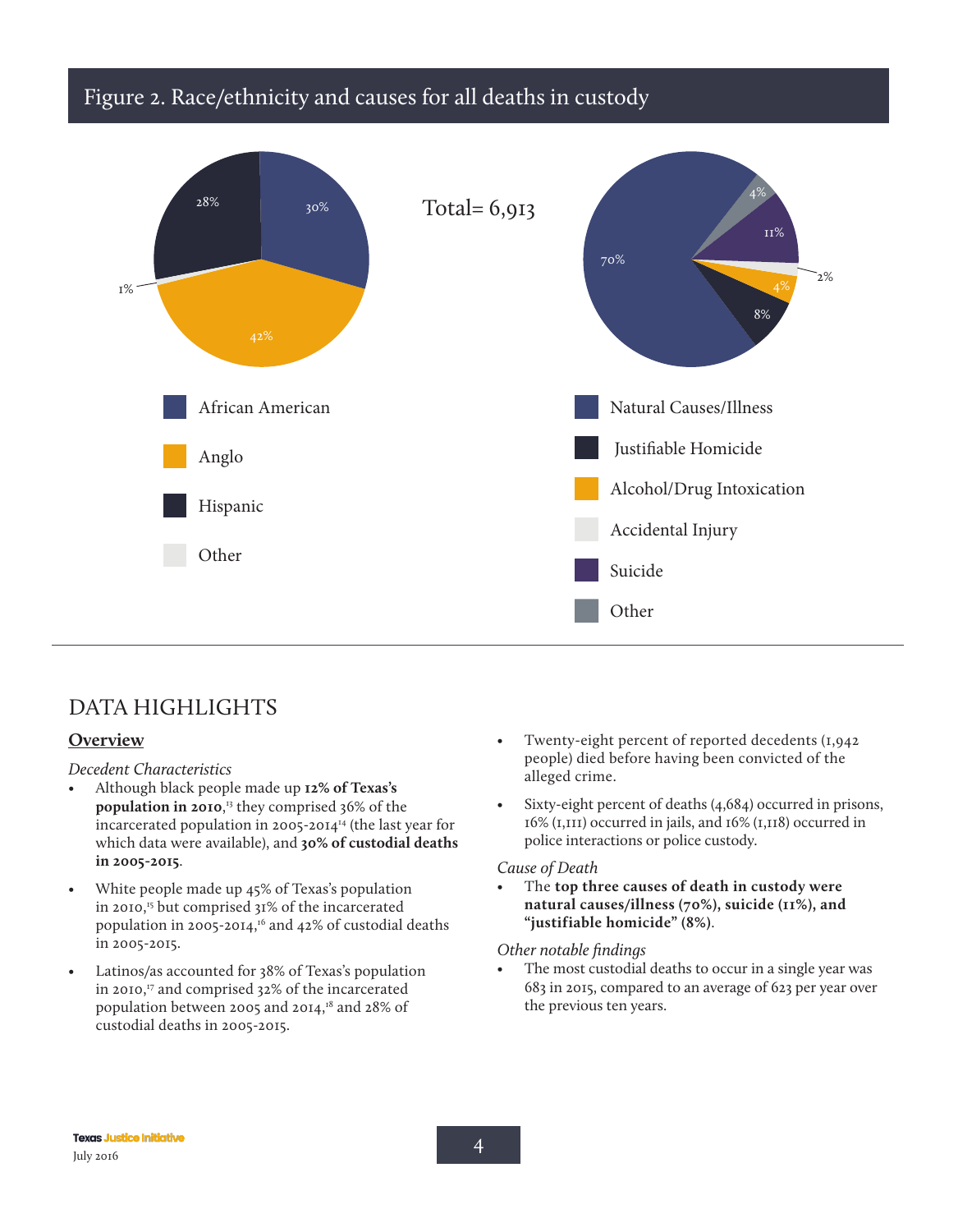## Figure 2. Race/ethnicity and causes for all deaths in custody

Total= 6,913

| Race/ethnicity | % |
|---|---|
| African American | 30% |
| Anglo | 42% |
| Hispanic | 28% |
| Other | 1% |

| Cause | % |
|---|---|
| Natural Causes/Illness | 70% |
| Justifiable Homicide | 8% |
| Alcohol/Drug Intoxication | 4% |
| Accidental Injury | 2% |
| Suicide | 11% |
| Other | 4% |

# DATA HIGHLIGHTS

## Overview

*Decedent Characteristics*

- Although black people made up **12% of Texas's population in 2010**,[13] they comprised 36% of the incarcerated population in 2005-2014[14] (the last year for which data were available), and **30% of custodial deaths in 2005-2015**.
- White people made up 45% of Texas's population in 2010,[15] but comprised 31% of the incarcerated population in 2005-2014,[16] and 42% of custodial deaths in 2005-2015.
- Latinos/as accounted for 38% of Texas's population in 2010,[17] and comprised 32% of the incarcerated population between 2005 and 2014,[18] and 28% of custodial deaths in 2005-2015.
- Twenty-eight percent of reported decedents (1,942 people) died before having been convicted of the alleged crime.
- Sixty-eight percent of deaths (4,684) occurred in prisons, 16% (1,111) occurred in jails, and 16% (1,118) occurred in police interactions or police custody.

*Cause of Death*

- The **top three causes of death in custody were natural causes/illness (70%), suicide (11%), and "justifiable homicide" (8%)**.

*Other notable findings*

- The most custodial deaths to occur in a single year was 683 in 2015, compared to an average of 623 per year over the previous ten years.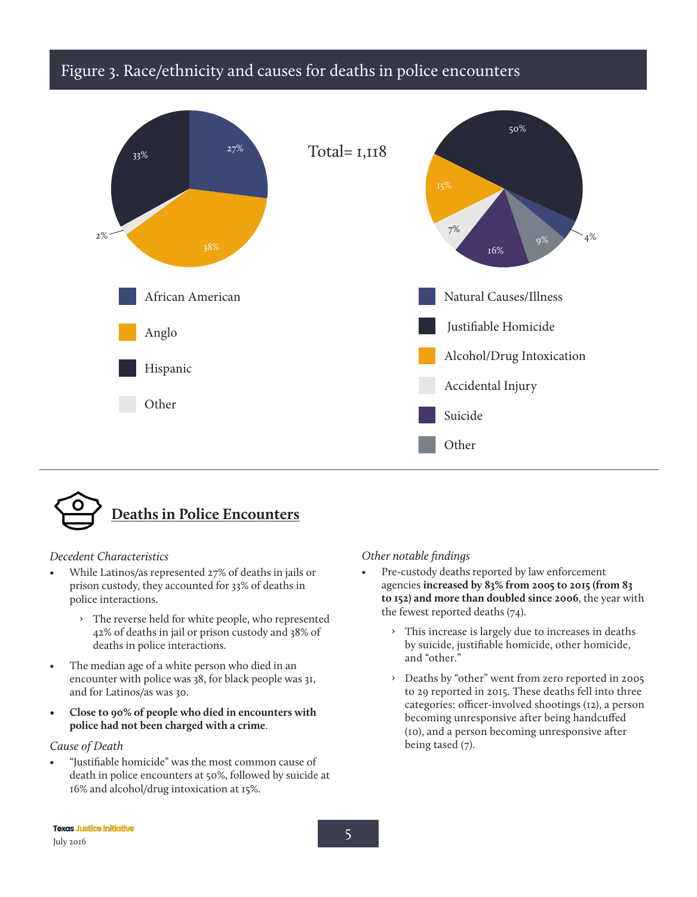## Figure 3. Race/ethnicity and causes for deaths in police encounters

Total= 1,118

| Race/Ethnicity | % |
|---|---|
| African American | 27% |
| Anglo | 38% |
| Hispanic | 33% |
| Other | 2% |

| Cause of Death | % |
|---|---|
| Natural Causes/Illness | 4% |
| Justifiable Homicide | 50% |
| Alcohol/Drug Intoxication | 15% |
| Accidental Injury | 7% |
| Suicide | 16% |
| Other | 9% |

---

## Deaths in Police Encounters

*Decedent Characteristics*

- While Latinos/as represented 27% of deaths in jails or prison custody, they accounted for 33% of deaths in police interactions.
  - The reverse held for white people, who represented 42% of deaths in jail or prison custody and 38% of deaths in police interactions.
- The median age of a white person who died in an encounter with police was 38, for black people was 31, and for Latinos/as was 30.
- **Close to 90% of people who died in encounters with police had not been charged with a crime**.

*Cause of Death*

- "Justifiable homicide" was the most common cause of death in police encounters at 50%, followed by suicide at 16% and alcohol/drug intoxication at 15%.

*Other notable findings*

- Pre-custody deaths reported by law enforcement agencies **increased by 83% from 2005 to 2015 (from 83 to 152) and more than doubled since 2006**, the year with the fewest reported deaths (74).
  - This increase is largely due to increases in deaths by suicide, justifiable homicide, other homicide, and "other."
  - Deaths by "other" went from zero reported in 2005 to 29 reported in 2015. These deaths fell into three categories: officer-involved shootings (12), a person becoming unresponsive after being handcuffed (10), and a person becoming unresponsive after being tased (7).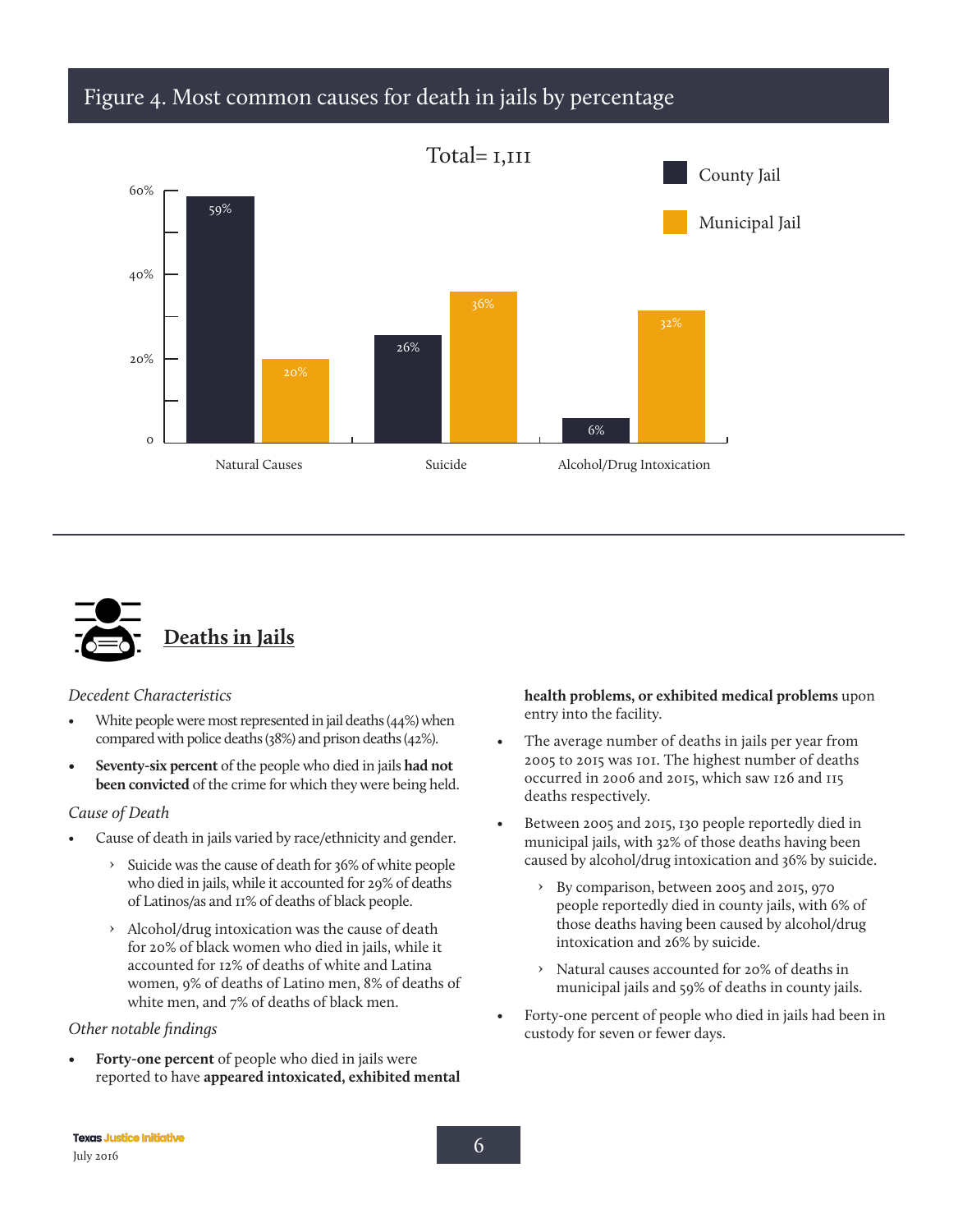## Figure 4. Most common causes for death in jails by percentage

Total= 1,111

| Cause | County Jail | Municipal Jail |
| --- | --- | --- |
| Natural Causes | 59% | 20% |
| Suicide | 26% | 36% |
| Alcohol/Drug Intoxication | 6% | 32% |

## Deaths in Jails

*Decedent Characteristics*

- White people were most represented in jail deaths (44%) when compared with police deaths (38%) and prison deaths (42%).
- **Seventy-six percent** of the people who died in jails **had not been convicted** of the crime for which they were being held.

*Cause of Death*

- Cause of death in jails varied by race/ethnicity and gender.
  - Suicide was the cause of death for 36% of white people who died in jails, while it accounted for 29% of deaths of Latinos/as and 11% of deaths of black people.
  - Alcohol/drug intoxication was the cause of death for 20% of black women who died in jails, while it accounted for 12% of deaths of white and Latina women, 9% of deaths of Latino men, 8% of deaths of white men, and 7% of deaths of black men.

*Other notable findings*

- **Forty-one percent** of people who died in jails were reported to have **appeared intoxicated, exhibited mental health problems, or exhibited medical problems** upon entry into the facility.
- The average number of deaths in jails per year from 2005 to 2015 was 101. The highest number of deaths occurred in 2006 and 2015, which saw 126 and 115 deaths respectively.
- Between 2005 and 2015, 130 people reportedly died in municipal jails, with 32% of those deaths having been caused by alcohol/drug intoxication and 36% by suicide.
  - By comparison, between 2005 and 2015, 970 people reportedly died in county jails, with 6% of those deaths having been caused by alcohol/drug intoxication and 26% by suicide.
  - Natural causes accounted for 20% of deaths in municipal jails and 59% of deaths in county jails.
- Forty-one percent of people who died in jails had been in custody for seven or fewer days.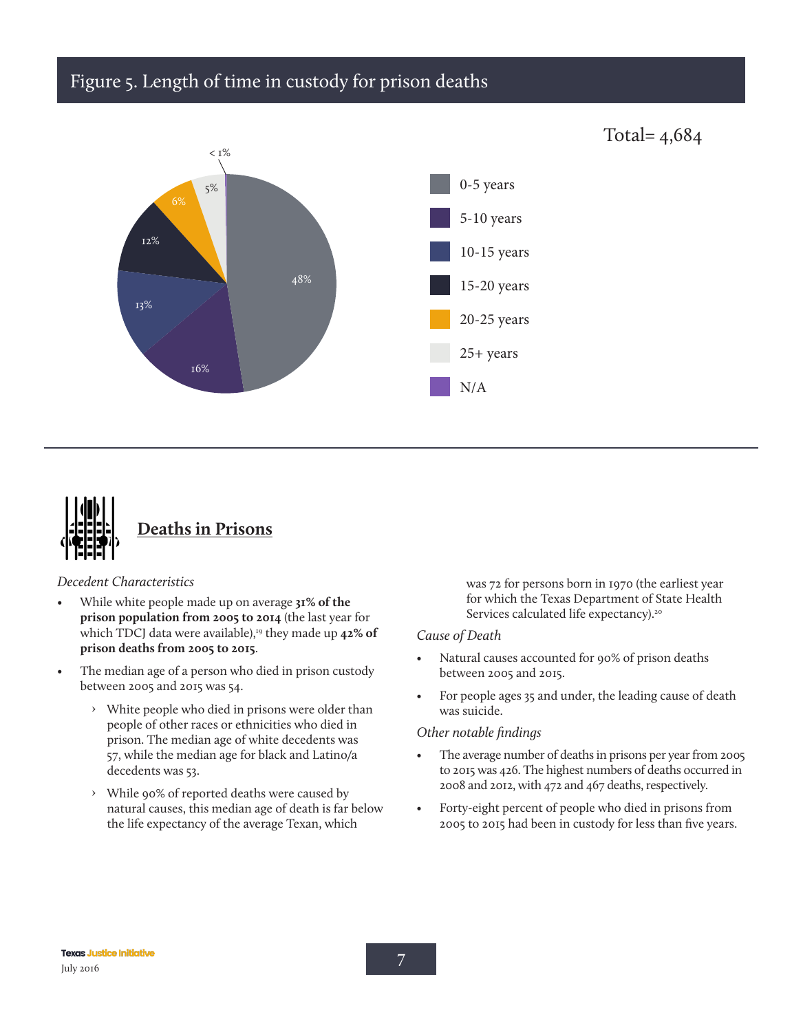## Figure 5. Length of time in custody for prison deaths

Total= 4,684

| Length of time in custody | Percent |
| --- | --- |
| 0-5 years | 48% |
| 5-10 years | 16% |
| 10-15 years | 13% |
| 15-20 years | 12% |
| 20-25 years | 6% |
| 25+ years | 5% |
| N/A | < 1% |

---

## Deaths in Prisons

*Decedent Characteristics*

- While white people made up on average **31% of the prison population from 2005 to 2014** (the last year for which TDCJ data were available),[19] they made up **42% of prison deaths from 2005 to 2015**.
- The median age of a person who died in prison custody between 2005 and 2015 was 54.
  - White people who died in prisons were older than people of other races or ethnicities who died in prison. The median age of white decedents was 57, while the median age for black and Latino/a decedents was 53.
  - While 90% of reported deaths were caused by natural causes, this median age of death is far below the life expectancy of the average Texan, which was 72 for persons born in 1970 (the earliest year for which the Texas Department of State Health Services calculated life expectancy).[20]

*Cause of Death*

- Natural causes accounted for 90% of prison deaths between 2005 and 2015.
- For people ages 35 and under, the leading cause of death was suicide.

*Other notable findings*

- The average number of deaths in prisons per year from 2005 to 2015 was 426. The highest numbers of deaths occurred in 2008 and 2012, with 472 and 467 deaths, respectively.
- Forty-eight percent of people who died in prisons from 2005 to 2015 had been in custody for less than five years.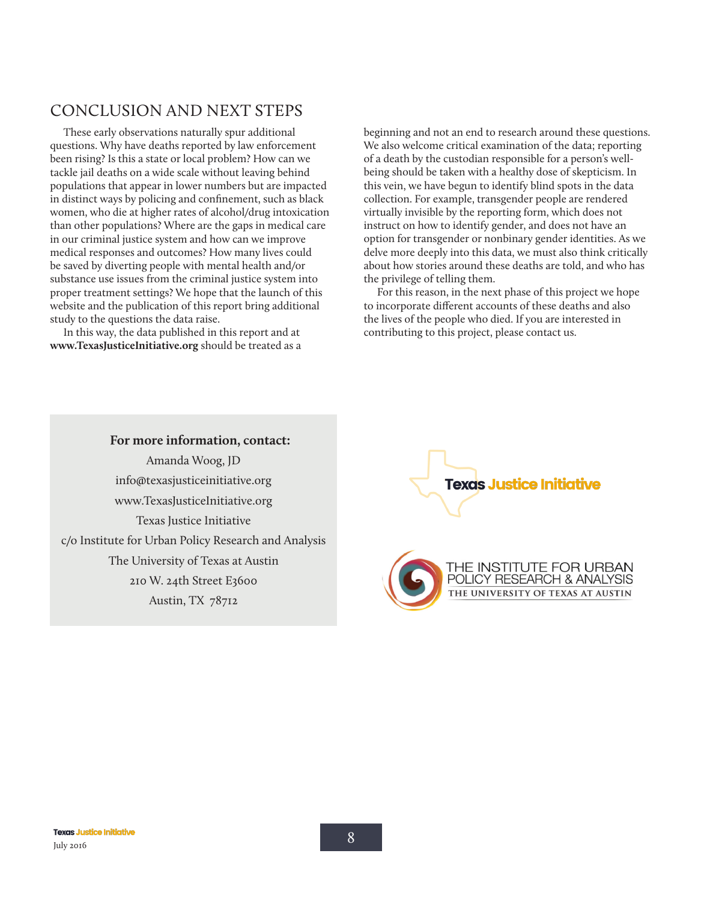## CONCLUSION AND NEXT STEPS

These early observations naturally spur additional questions. Why have deaths reported by law enforcement been rising? Is this a state or local problem? How can we tackle jail deaths on a wide scale without leaving behind populations that appear in lower numbers but are impacted in distinct ways by policing and confinement, such as black women, who die at higher rates of alcohol/drug intoxication than other populations? Where are the gaps in medical care in our criminal justice system and how can we improve medical responses and outcomes? How many lives could be saved by diverting people with mental health and/or substance use issues from the criminal justice system into proper treatment settings? We hope that the launch of this website and the publication of this report bring additional study to the questions the data raise.

In this way, the data published in this report and at **www.TexasJusticeInitiative.org** should be treated as a beginning and not an end to research around these questions. We also welcome critical examination of the data; reporting of a death by the custodian responsible for a person's well-being should be taken with a healthy dose of skepticism. In this vein, we have begun to identify blind spots in the data collection. For example, transgender people are rendered virtually invisible by the reporting form, which does not instruct on how to identify gender, and does not have an option for transgender or nonbinary gender identities. As we delve more deeply into this data, we must also think critically about how stories around these deaths are told, and who has the privilege of telling them.

For this reason, in the next phase of this project we hope to incorporate different accounts of these deaths and also the lives of the people who died. If you are interested in contributing to this project, please contact us.

**For more information, contact:**

Amanda Woog, JD
info@texasjusticeinitiative.org
www.TexasJusticeInitiative.org
Texas Justice Initiative
c/o Institute for Urban Policy Research and Analysis
The University of Texas at Austin
210 W. 24th Street E3600
Austin, TX 78712

Texas Justice Initiative

THE INSTITUTE FOR URBAN POLICY RESEARCH & ANALYSIS
THE UNIVERSITY OF TEXAS AT AUSTIN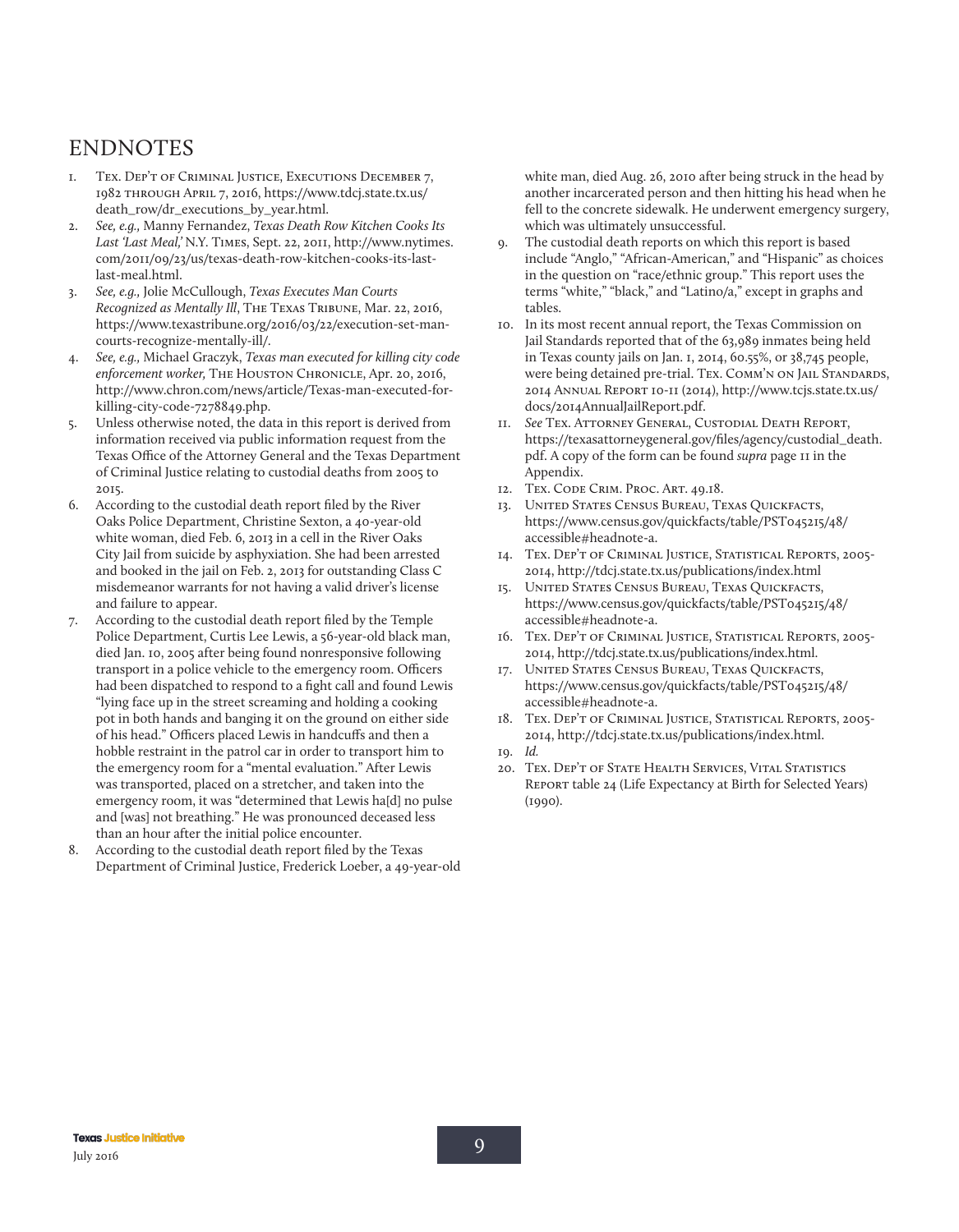# ENDNOTES

1. Tex. Dep't of Criminal Justice, Executions December 7, 1982 through April 7, 2016, https://www.tdcj.state.tx.us/death_row/dr_executions_by_year.html.
2. *See, e.g.,* Manny Fernandez, *Texas Death Row Kitchen Cooks Its Last 'Last Meal,'* N.Y. Times, Sept. 22, 2011, http://www.nytimes.com/2011/09/23/us/texas-death-row-kitchen-cooks-its-last-last-meal.html.
3. *See, e.g.,* Jolie McCullough, *Texas Executes Man Courts Recognized as Mentally Ill*, The Texas Tribune, Mar. 22, 2016, https://www.texastribune.org/2016/03/22/execution-set-man-courts-recognize-mentally-ill/.
4. *See, e.g.,* Michael Graczyk, *Texas man executed for killing city code enforcement worker,* The Houston Chronicle, Apr. 20, 2016, http://www.chron.com/news/article/Texas-man-executed-for-killing-city-code-7278849.php.
5. Unless otherwise noted, the data in this report is derived from information received via public information request from the Texas Office of the Attorney General and the Texas Department of Criminal Justice relating to custodial deaths from 2005 to 2015.
6. According to the custodial death report filed by the River Oaks Police Department, Christine Sexton, a 40-year-old white woman, died Feb. 6, 2013 in a cell in the River Oaks City Jail from suicide by asphyxiation. She had been arrested and booked in the jail on Feb. 2, 2013 for outstanding Class C misdemeanor warrants for not having a valid driver's license and failure to appear.
7. According to the custodial death report filed by the Temple Police Department, Curtis Lee Lewis, a 56-year-old black man, died Jan. 10, 2005 after being found nonresponsive following transport in a police vehicle to the emergency room. Officers had been dispatched to respond to a fight call and found Lewis "lying face up in the street screaming and holding a cooking pot in both hands and banging it on the ground on either side of his head." Officers placed Lewis in handcuffs and then a hobble restraint in the patrol car in order to transport him to the emergency room for a "mental evaluation." After Lewis was transported, placed on a stretcher, and taken into the emergency room, it was "determined that Lewis ha[d] no pulse and [was] not breathing." He was pronounced deceased less than an hour after the initial police encounter.
8. According to the custodial death report filed by the Texas Department of Criminal Justice, Frederick Loeber, a 49-year-old white man, died Aug. 26, 2010 after being struck in the head by another incarcerated person and then hitting his head when he fell to the concrete sidewalk. He underwent emergency surgery, which was ultimately unsuccessful.
9. The custodial death reports on which this report is based include "Anglo," "African-American," and "Hispanic" as choices in the question on "race/ethnic group." This report uses the terms "white," "black," and "Latino/a," except in graphs and tables.
10. In its most recent annual report, the Texas Commission on Jail Standards reported that of the 63,989 inmates being held in Texas county jails on Jan. 1, 2014, 60.55%, or 38,745 people, were being detained pre-trial. Tex. Comm'n on Jail Standards, 2014 Annual Report 10-11 (2014), http://www.tcjs.state.tx.us/docs/2014AnnualJailReport.pdf.
11. *See* Tex. Attorney General, Custodial Death Report, https://texasattorneygeneral.gov/files/agency/custodial_death.pdf. A copy of the form can be found *supra* page 11 in the Appendix.
12. Tex. Code Crim. Proc. Art. 49.18.
13. United States Census Bureau, Texas Quickfacts, https://www.census.gov/quickfacts/table/PST045215/48/accessible#headnote-a.
14. Tex. Dep't of Criminal Justice, Statistical Reports, 2005-2014, http://tdcj.state.tx.us/publications/index.html
15. United States Census Bureau, Texas Quickfacts, https://www.census.gov/quickfacts/table/PST045215/48/accessible#headnote-a.
16. Tex. Dep't of Criminal Justice, Statistical Reports, 2005-2014, http://tdcj.state.tx.us/publications/index.html.
17. United States Census Bureau, Texas Quickfacts, https://www.census.gov/quickfacts/table/PST045215/48/accessible#headnote-a.
18. Tex. Dep't of Criminal Justice, Statistical Reports, 2005-2014, http://tdcj.state.tx.us/publications/index.html.
19. *Id.*
20. Tex. Dep't of State Health Services, Vital Statistics Report table 24 (Life Expectancy at Birth for Selected Years) (1990).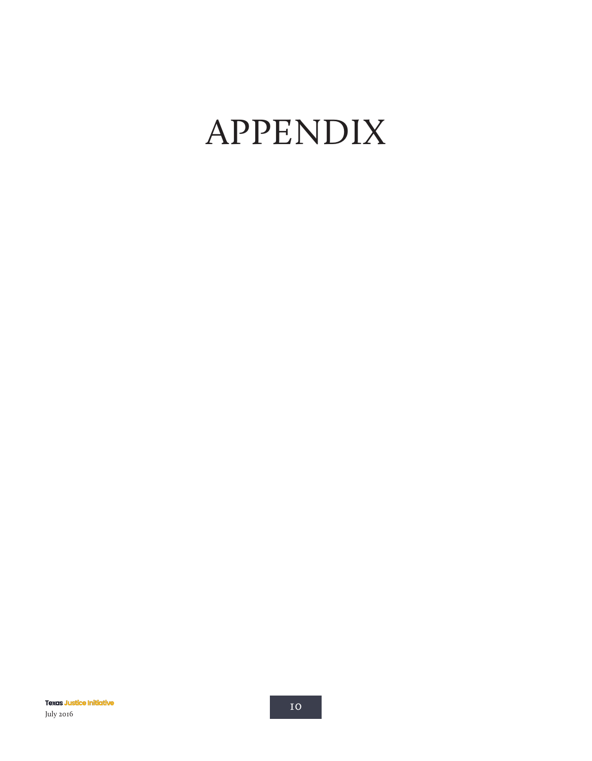# APPENDIX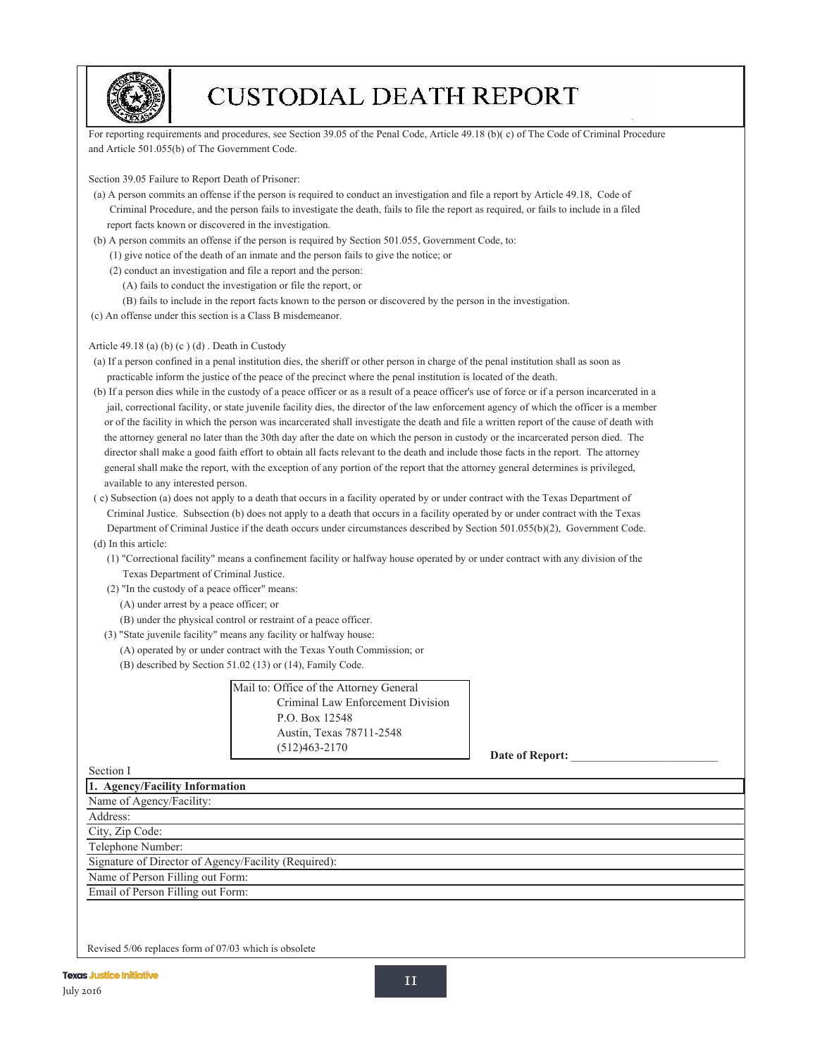# CUSTODIAL DEATH REPORT

For reporting requirements and procedures, see Section 39.05 of the Penal Code, Article 49.18 (b)( c) of The Code of Criminal Procedure and Article 501.055(b) of The Government Code.

Section 39.05 Failure to Report Death of Prisoner:

(a) A person commits an offense if the person is required to conduct an investigation and file a report by Article 49.18, Code of Criminal Procedure, and the person fails to investigate the death, fails to file the report as required, or fails to include in a filed report facts known or discovered in the investigation.

(b) A person commits an offense if the person is required by Section 501.055, Government Code, to:

(1) give notice of the death of an inmate and the person fails to give the notice; or

(2) conduct an investigation and file a report and the person:

(A) fails to conduct the investigation or file the report, or

(B) fails to include in the report facts known to the person or discovered by the person in the investigation.

(c) An offense under this section is a Class B misdemeanor.

Article 49.18 (a) (b) (c ) (d) . Death in Custody

(a) If a person confined in a penal institution dies, the sheriff or other person in charge of the penal institution shall as soon as practicable inform the justice of the peace of the precinct where the penal institution is located of the death.

(b) If a person dies while in the custody of a peace officer or as a result of a peace officer's use of force or if a person incarcerated in a jail, correctional facility, or state juvenile facility dies, the director of the law enforcement agency of which the officer is a member or of the facility in which the person was incarcerated shall investigate the death and file a written report of the cause of death with the attorney general no later than the 30th day after the date on which the person in custody or the incarcerated person died. The director shall make a good faith effort to obtain all facts relevant to the death and include those facts in the report. The attorney general shall make the report, with the exception of any portion of the report that the attorney general determines is privileged, available to any interested person.

( c) Subsection (a) does not apply to a death that occurs in a facility operated by or under contract with the Texas Department of Criminal Justice. Subsection (b) does not apply to a death that occurs in a facility operated by or under contract with the Texas Department of Criminal Justice if the death occurs under circumstances described by Section 501.055(b)(2), Government Code.

(d) In this article:

(1) "Correctional facility" means a confinement facility or halfway house operated by or under contract with any division of the Texas Department of Criminal Justice.

(2) "In the custody of a peace officer" means:

(A) under arrest by a peace officer; or

(B) under the physical control or restraint of a peace officer.

(3) "State juvenile facility" means any facility or halfway house:

(A) operated by or under contract with the Texas Youth Commission; or

(B) described by Section 51.02 (13) or (14), Family Code.

Mail to: Office of the Attorney General
Criminal Law Enforcement Division
P.O. Box 12548
Austin, Texas 78711-2548
(512)463-2170

**Date of Report:** ___________________________

Section I

| **1. Agency/Facility Information** |
|---|
| Name of Agency/Facility: |
| Address: |
| City, Zip Code: |
| Telephone Number: |
| Signature of Director of Agency/Facility (Required): |
| Name of Person Filling out Form: |
| Email of Person Filling out Form: |

Revised 5/06 replaces form of 07/03 which is obsolete

Texas Justice Initiative
July 2016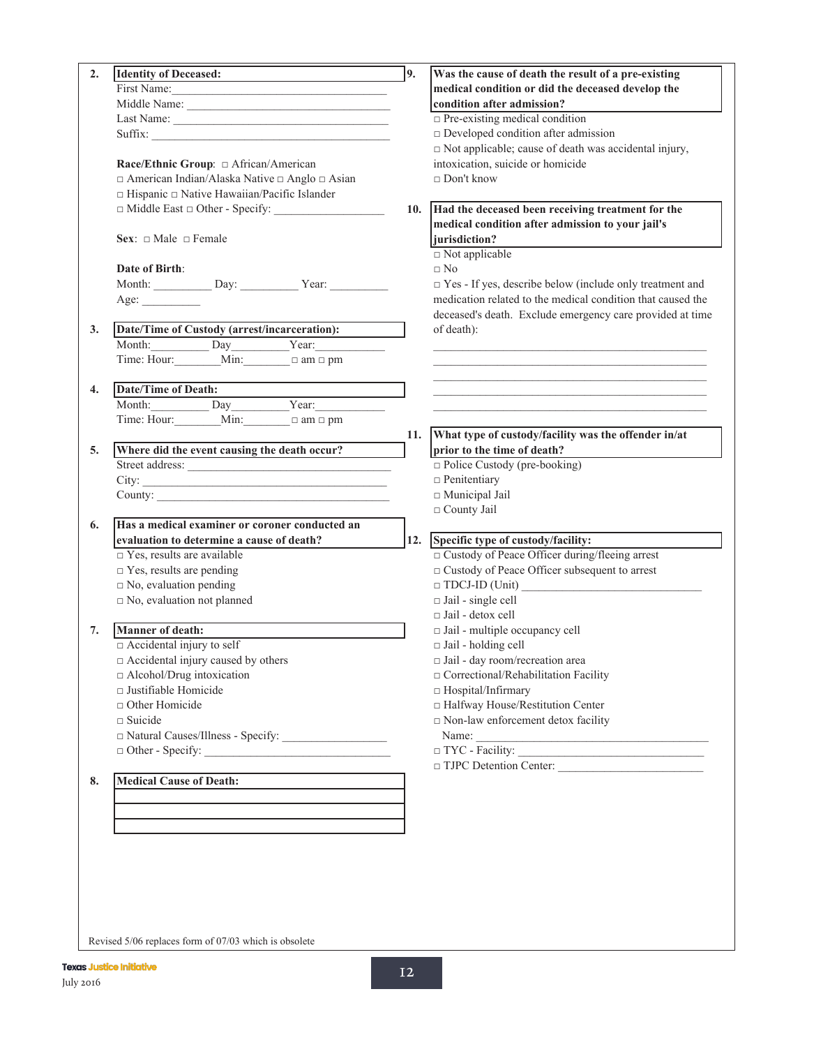**2. Identity of Deceased:**

First Name:\_\_\_\_\_\_\_\_\_\_\_\_\_\_\_\_\_\_\_\_\_\_\_\_\_\_\_\_\_\_\_\_\_\_\_\_

Middle Name: \_\_\_\_\_\_\_\_\_\_\_\_\_\_\_\_\_\_\_\_\_\_\_\_\_\_\_\_\_\_\_\_\_\_\_\_

Last Name: \_\_\_\_\_\_\_\_\_\_\_\_\_\_\_\_\_\_\_\_\_\_\_\_\_\_\_\_\_\_\_\_\_\_\_\_

Suffix: \_\_\_\_\_\_\_\_\_\_\_\_\_\_\_\_\_\_\_\_\_\_\_\_\_\_\_\_\_\_\_\_\_\_\_\_

**Race/Ethnic Group**: □ African/American □ American Indian/Alaska Native □ Anglo □ Asian □ Hispanic □ Native Hawaiian/Pacific Islander □ Middle East □ Other - Specify: \_\_\_\_\_\_\_\_\_\_\_\_\_\_\_\_\_\_

**Sex**: □ Male □ Female

**Date of Birth**:

Month: \_\_\_\_\_\_\_\_\_\_ Day: \_\_\_\_\_\_\_\_\_\_ Year: \_\_\_\_\_\_\_\_\_\_

Age: \_\_\_\_\_\_\_\_\_\_

**3. Date/Time of Custody (arrest/incarceration):**

Month:\_\_\_\_\_\_\_\_\_\_ Day\_\_\_\_\_\_\_\_\_\_Year:\_\_\_\_\_\_\_\_\_\_\_\_

Time: Hour:\_\_\_\_\_\_\_\_Min:\_\_\_\_\_\_\_\_ □ am □ pm

**4. Date/Time of Death:**

Month:\_\_\_\_\_\_\_\_\_\_ Day\_\_\_\_\_\_\_\_\_\_Year:\_\_\_\_\_\_\_\_\_\_\_\_

Time: Hour:\_\_\_\_\_\_\_\_Min:\_\_\_\_\_\_\_\_ □ am □ pm

**5. Where did the event causing the death occur?**

Street address: \_\_\_\_\_\_\_\_\_\_\_\_\_\_\_\_\_\_\_\_\_\_\_\_\_\_\_\_\_\_\_\_\_\_\_\_

City: \_\_\_\_\_\_\_\_\_\_\_\_\_\_\_\_\_\_\_\_\_\_\_\_\_\_\_\_\_\_\_\_\_\_\_\_

County: \_\_\_\_\_\_\_\_\_\_\_\_\_\_\_\_\_\_\_\_\_\_\_\_\_\_\_\_\_\_\_\_\_\_\_\_

**6. Has a medical examiner or coroner conducted an evaluation to determine a cause of death?**

□ Yes, results are available
□ Yes, results are pending
□ No, evaluation pending
□ No, evaluation not planned

**7. Manner of death:**

□ Accidental injury to self
□ Accidental injury caused by others
□ Alcohol/Drug intoxication
□ Justifiable Homicide
□ Other Homicide
□ Suicide
□ Natural Causes/Illness - Specify: \_\_\_\_\_\_\_\_\_\_\_\_\_\_\_\_\_\_
□ Other - Specify: \_\_\_\_\_\_\_\_\_\_\_\_\_\_\_\_\_\_\_\_\_\_\_\_\_\_\_\_\_\_\_\_

**8. Medical Cause of Death:**

| |
|---|
| |
| |
| |

**9. Was the cause of death the result of a pre-existing medical condition or did the deceased develop the condition after admission?**

□ Pre-existing medical condition
□ Developed condition after admission
□ Not applicable; cause of death was accidental injury, intoxication, suicide or homicide
□ Don't know

**10. Had the deceased been receiving treatment for the medical condition after admission to your jail's jurisdiction?**

□ Not applicable
□ No
□ Yes - If yes, describe below (include only treatment and medication related to the medical condition that caused the deceased's death. Exclude emergency care provided at time of death):

\_\_\_\_\_\_\_\_\_\_\_\_\_\_\_\_\_\_\_\_\_\_\_\_\_\_\_\_\_\_\_\_\_\_\_\_\_\_\_\_\_\_\_\_\_\_\_\_

\_\_\_\_\_\_\_\_\_\_\_\_\_\_\_\_\_\_\_\_\_\_\_\_\_\_\_\_\_\_\_\_\_\_\_\_\_\_\_\_\_\_\_\_\_\_\_\_

\_\_\_\_\_\_\_\_\_\_\_\_\_\_\_\_\_\_\_\_\_\_\_\_\_\_\_\_\_\_\_\_\_\_\_\_\_\_\_\_\_\_\_\_\_\_\_\_

\_\_\_\_\_\_\_\_\_\_\_\_\_\_\_\_\_\_\_\_\_\_\_\_\_\_\_\_\_\_\_\_\_\_\_\_\_\_\_\_\_\_\_\_\_\_\_\_

\_\_\_\_\_\_\_\_\_\_\_\_\_\_\_\_\_\_\_\_\_\_\_\_\_\_\_\_\_\_\_\_\_\_\_\_\_\_\_\_\_\_\_\_\_\_\_\_

**11. What type of custody/facility was the offender in/at prior to the time of death?**

□ Police Custody (pre-booking)
□ Penitentiary
□ Municipal Jail
□ County Jail

**12. Specific type of custody/facility:**

□ Custody of Peace Officer during/fleeing arrest
□ Custody of Peace Officer subsequent to arrest
□ TDCJ-ID (Unit) \_\_\_\_\_\_\_\_\_\_\_\_\_\_\_\_\_\_\_\_\_\_\_\_\_\_\_\_\_\_\_
□ Jail - single cell
□ Jail - detox cell
□ Jail - multiple occupancy cell
□ Jail - holding cell
□ Jail - day room/recreation area
□ Correctional/Rehabilitation Facility
□ Hospital/Infirmary
□ Halfway House/Restitution Center
□ Non-law enforcement detox facility
Name: \_\_\_\_\_\_\_\_\_\_\_\_\_\_\_\_\_\_\_\_\_\_\_\_\_\_\_\_\_\_\_\_\_\_\_\_\_\_\_\_
□ TYC - Facility: \_\_\_\_\_\_\_\_\_\_\_\_\_\_\_\_\_\_\_\_\_\_\_\_\_\_\_\_\_\_\_
□ TJPC Detention Center: \_\_\_\_\_\_\_\_\_\_\_\_\_\_\_\_\_\_\_\_\_\_\_\_\_

Revised 5/06 replaces form of 07/03 which is obsolete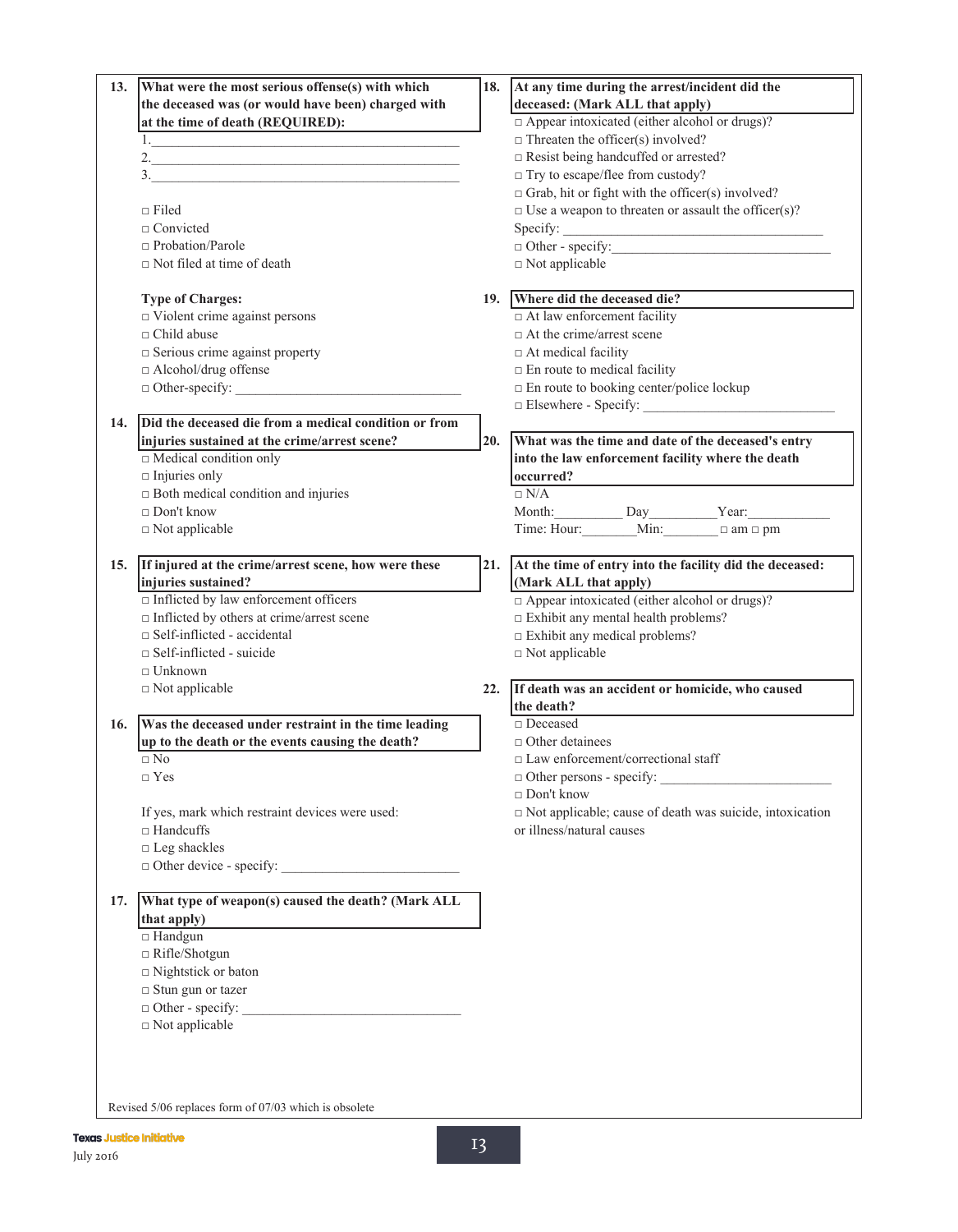**13. What were the most serious offense(s) with which the deceased was (or would have been) charged with at the time of death (REQUIRED):**

1.\_\_\_\_\_\_\_\_\_\_\_\_\_\_\_\_\_\_\_\_\_\_\_\_\_\_\_\_\_\_\_\_\_\_\_\_\_\_\_\_\_\_\_\_

2.\_\_\_\_\_\_\_\_\_\_\_\_\_\_\_\_\_\_\_\_\_\_\_\_\_\_\_\_\_\_\_\_\_\_\_\_\_\_\_\_\_\_\_\_

3.\_\_\_\_\_\_\_\_\_\_\_\_\_\_\_\_\_\_\_\_\_\_\_\_\_\_\_\_\_\_\_\_\_\_\_\_\_\_\_\_\_\_\_\_

□ Filed
□ Convicted
□ Probation/Parole
□ Not filed at time of death

**Type of Charges:**
□ Violent crime against persons
□ Child abuse
□ Serious crime against property
□ Alcohol/drug offense
□ Other-specify: \_\_\_\_\_\_\_\_\_\_\_\_\_\_\_\_\_\_\_\_\_\_\_\_\_\_\_\_\_\_

**14. Did the deceased die from a medical condition or from injuries sustained at the crime/arrest scene?**
□ Medical condition only
□ Injuries only
□ Both medical condition and injuries
□ Don't know
□ Not applicable

**15. If injured at the crime/arrest scene, how were these injuries sustained?**
□ Inflicted by law enforcement officers
□ Inflicted by others at crime/arrest scene
□ Self-inflicted - accidental
□ Self-inflicted - suicide
□ Unknown
□ Not applicable

**16. Was the deceased under restraint in the time leading up to the death or the events causing the death?**
□ No
□ Yes

If yes, mark which restraint devices were used:
□ Handcuffs
□ Leg shackles
□ Other device - specify: \_\_\_\_\_\_\_\_\_\_\_\_\_\_\_\_\_\_\_\_\_\_\_\_\_\_

**17. What type of weapon(s) caused the death? (Mark ALL that apply)**
□ Handgun
□ Rifle/Shotgun
□ Nightstick or baton
□ Stun gun or tazer
□ Other - specify: \_\_\_\_\_\_\_\_\_\_\_\_\_\_\_\_\_\_\_\_\_\_\_\_\_\_\_\_\_\_\_
□ Not applicable

**18. At any time during the arrest/incident did the deceased: (Mark ALL that apply)**
□ Appear intoxicated (either alcohol or drugs)?
□ Threaten the officer(s) involved?
□ Resist being handcuffed or arrested?
□ Try to escape/flee from custody?
□ Grab, hit or fight with the officer(s) involved?
□ Use a weapon to threaten or assault the officer(s)?
Specify: \_\_\_\_\_\_\_\_\_\_\_\_\_\_\_\_\_\_\_\_\_\_\_\_\_\_\_\_\_\_\_\_\_\_\_\_\_
□ Other - specify:\_\_\_\_\_\_\_\_\_\_\_\_\_\_\_\_\_\_\_\_\_\_\_\_\_\_\_\_\_\_\_\_
□ Not applicable

**19. Where did the deceased die?**
□ At law enforcement facility
□ At the crime/arrest scene
□ At medical facility
□ En route to medical facility
□ En route to booking center/police lockup
□ Elsewhere - Specify: \_\_\_\_\_\_\_\_\_\_\_\_\_\_\_\_\_\_\_\_\_\_\_\_\_\_\_

**20. What was the time and date of the deceased's entry into the law enforcement facility where the death occurred?**
□ N/A
Month:\_\_\_\_\_\_\_\_\_\_ Day\_\_\_\_\_\_\_\_\_\_Year:\_\_\_\_\_\_\_\_\_\_\_\_
Time: Hour:\_\_\_\_\_\_\_\_Min:\_\_\_\_\_\_\_\_ □ am □ pm

**21. At the time of entry into the facility did the deceased: (Mark ALL that apply)**
□ Appear intoxicated (either alcohol or drugs)?
□ Exhibit any mental health problems?
□ Exhibit any medical problems?
□ Not applicable

**22. If death was an accident or homicide, who caused the death?**
□ Deceased
□ Other detainees
□ Law enforcement/correctional staff
□ Other persons - specify: \_\_\_\_\_\_\_\_\_\_\_\_\_\_\_\_\_\_\_\_\_\_\_\_
□ Don't know
□ Not applicable; cause of death was suicide, intoxication or illness/natural causes

Revised 5/06 replaces form of 07/03 which is obsolete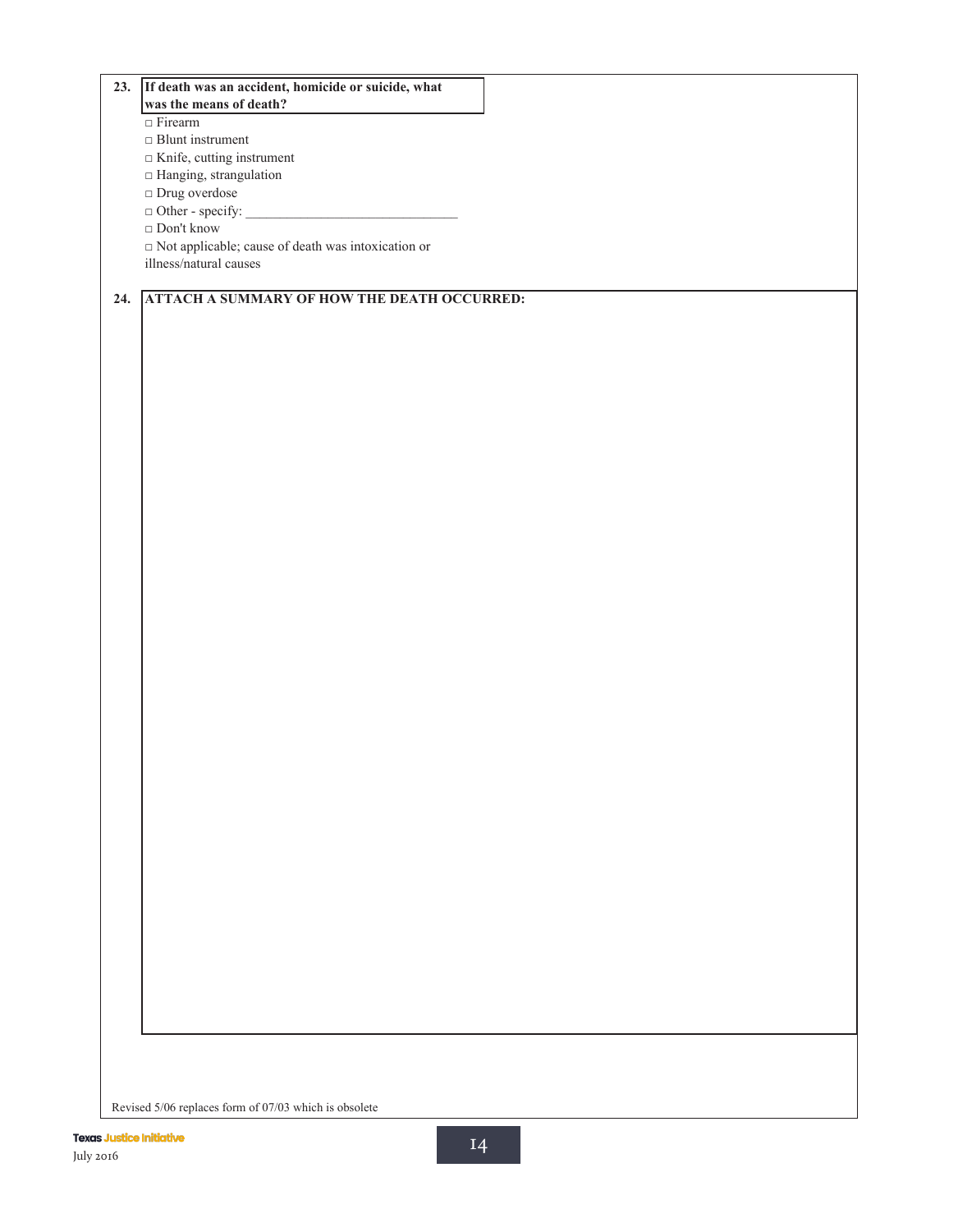**23. If death was an accident, homicide or suicide, what was the means of death?**

□ Firearm
□ Blunt instrument
□ Knife, cutting instrument
□ Hanging, strangulation
□ Drug overdose
□ Other - specify: ______________________________
□ Don't know
□ Not applicable; cause of death was intoxication or illness/natural causes

**24. ATTACH A SUMMARY OF HOW THE DEATH OCCURRED:**

Revised 5/06 replaces form of 07/03 which is obsolete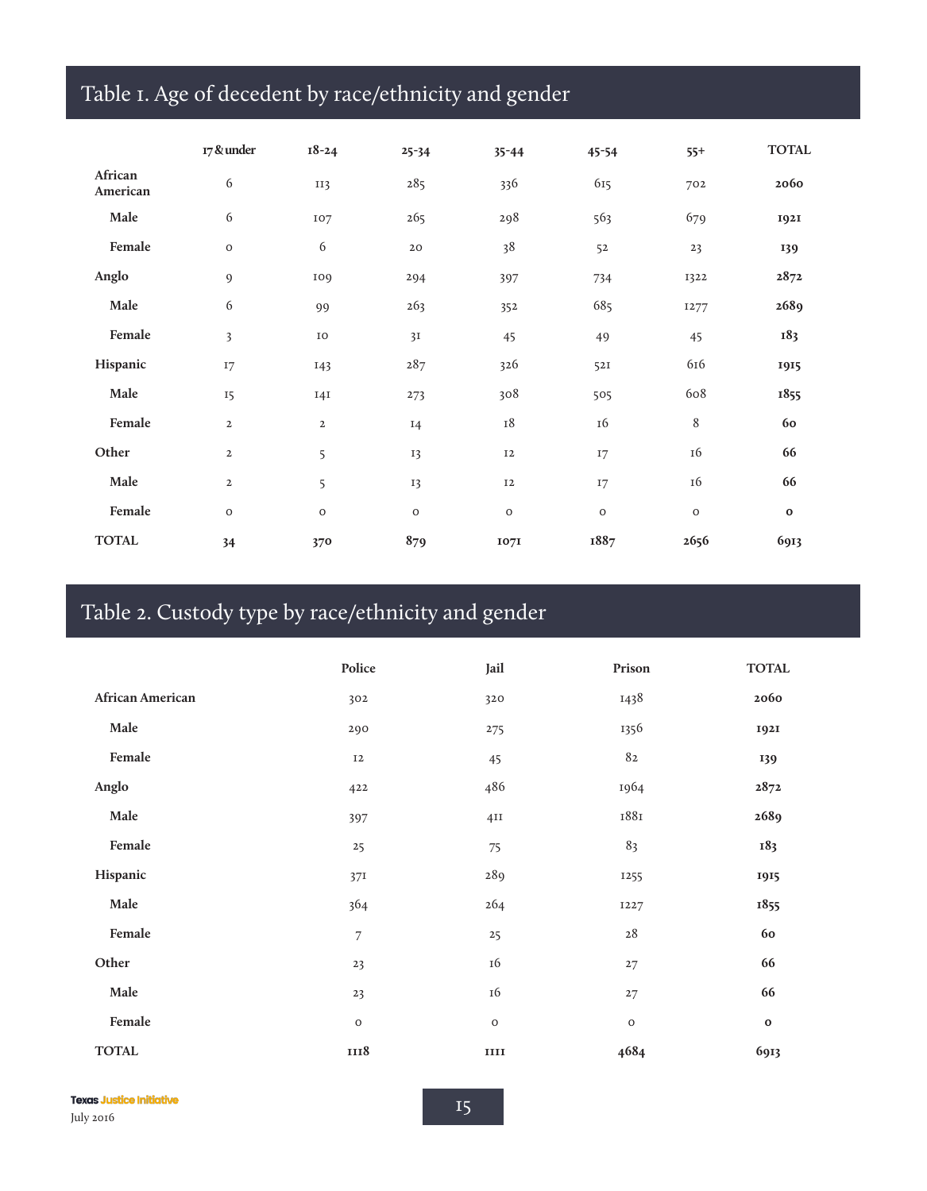## Table 1. Age of decedent by race/ethnicity and gender

| | 17 & under | 18-24 | 25-34 | 35-44 | 45-54 | 55+ | TOTAL |
|---|---|---|---|---|---|---|---|
| **African American** | 6 | 113 | 285 | 336 | 615 | 702 | **2060** |
| **Male** | 6 | 107 | 265 | 298 | 563 | 679 | **1921** |
| **Female** | 0 | 6 | 20 | 38 | 52 | 23 | **139** |
| **Anglo** | 9 | 109 | 294 | 397 | 734 | 1322 | **2872** |
| **Male** | 6 | 99 | 263 | 352 | 685 | 1277 | **2689** |
| **Female** | 3 | 10 | 31 | 45 | 49 | 45 | **183** |
| **Hispanic** | 17 | 143 | 287 | 326 | 521 | 616 | **1915** |
| **Male** | 15 | 141 | 273 | 308 | 505 | 608 | **1855** |
| **Female** | 2 | 2 | 14 | 18 | 16 | 8 | **60** |
| **Other** | 2 | 5 | 13 | 12 | 17 | 16 | **66** |
| **Male** | 2 | 5 | 13 | 12 | 17 | 16 | **66** |
| **Female** | 0 | 0 | 0 | 0 | 0 | 0 | **0** |
| **TOTAL** | **34** | **370** | **879** | **1071** | **1887** | **2656** | **6913** |

## Table 2. Custody type by race/ethnicity and gender

| | Police | Jail | Prison | TOTAL |
|---|---|---|---|---|
| **African American** | 302 | 320 | 1438 | **2060** |
| **Male** | 290 | 275 | 1356 | **1921** |
| **Female** | 12 | 45 | 82 | **139** |
| **Anglo** | 422 | 486 | 1964 | **2872** |
| **Male** | 397 | 411 | 1881 | **2689** |
| **Female** | 25 | 75 | 83 | **183** |
| **Hispanic** | 371 | 289 | 1255 | **1915** |
| **Male** | 364 | 264 | 1227 | **1855** |
| **Female** | 7 | 25 | 28 | **60** |
| **Other** | 23 | 16 | 27 | **66** |
| **Male** | 23 | 16 | 27 | **66** |
| **Female** | 0 | 0 | 0 | **0** |
| **TOTAL** | **1118** | **1111** | **4684** | **6913** |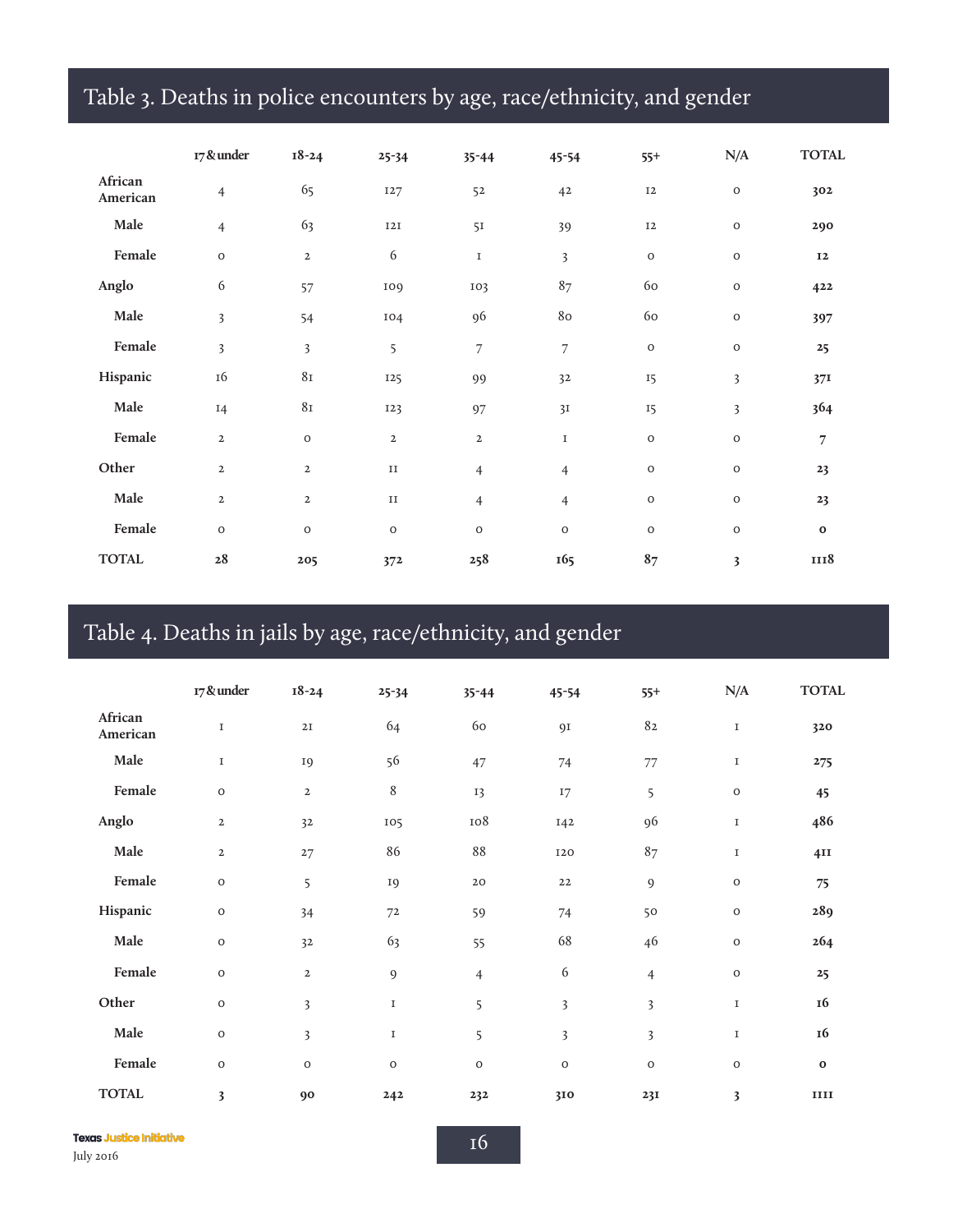## Table 3. Deaths in police encounters by age, race/ethnicity, and gender

| | 17 & under | 18-24 | 25-34 | 35-44 | 45-54 | 55+ | N/A | TOTAL |
|---|---|---|---|---|---|---|---|---|
| **African American** | 4 | 65 | 127 | 52 | 42 | 12 | 0 | **302** |
| **Male** | 4 | 63 | 121 | 51 | 39 | 12 | 0 | **290** |
| **Female** | 0 | 2 | 6 | 1 | 3 | 0 | 0 | **12** |
| **Anglo** | 6 | 57 | 109 | 103 | 87 | 60 | 0 | **422** |
| **Male** | 3 | 54 | 104 | 96 | 80 | 60 | 0 | **397** |
| **Female** | 3 | 3 | 5 | 7 | 7 | 0 | 0 | **25** |
| **Hispanic** | 16 | 81 | 125 | 99 | 32 | 15 | 3 | **371** |
| **Male** | 14 | 81 | 123 | 97 | 31 | 15 | 3 | **364** |
| **Female** | 2 | 0 | 2 | 2 | 1 | 0 | 0 | **7** |
| **Other** | 2 | 2 | 11 | 4 | 4 | 0 | 0 | **23** |
| **Male** | 2 | 2 | 11 | 4 | 4 | 0 | 0 | **23** |
| **Female** | 0 | 0 | 0 | 0 | 0 | 0 | 0 | **0** |
| **TOTAL** | **28** | **205** | **372** | **258** | **165** | **87** | **3** | **1118** |

## Table 4. Deaths in jails by age, race/ethnicity, and gender

| | 17 & under | 18-24 | 25-34 | 35-44 | 45-54 | 55+ | N/A | TOTAL |
|---|---|---|---|---|---|---|---|---|
| **African American** | 1 | 21 | 64 | 60 | 91 | 82 | 1 | **320** |
| **Male** | 1 | 19 | 56 | 47 | 74 | 77 | 1 | **275** |
| **Female** | 0 | 2 | 8 | 13 | 17 | 5 | 0 | **45** |
| **Anglo** | 2 | 32 | 105 | 108 | 142 | 96 | 1 | **486** |
| **Male** | 2 | 27 | 86 | 88 | 120 | 87 | 1 | **411** |
| **Female** | 0 | 5 | 19 | 20 | 22 | 9 | 0 | **75** |
| **Hispanic** | 0 | 34 | 72 | 59 | 74 | 50 | 0 | **289** |
| **Male** | 0 | 32 | 63 | 55 | 68 | 46 | 0 | **264** |
| **Female** | 0 | 2 | 9 | 4 | 6 | 4 | 0 | **25** |
| **Other** | 0 | 3 | 1 | 5 | 3 | 3 | 1 | **16** |
| **Male** | 0 | 3 | 1 | 5 | 3 | 3 | 1 | **16** |
| **Female** | 0 | 0 | 0 | 0 | 0 | 0 | 0 | **0** |
| **TOTAL** | **3** | **90** | **242** | **232** | **310** | **231** | **3** | **1111** |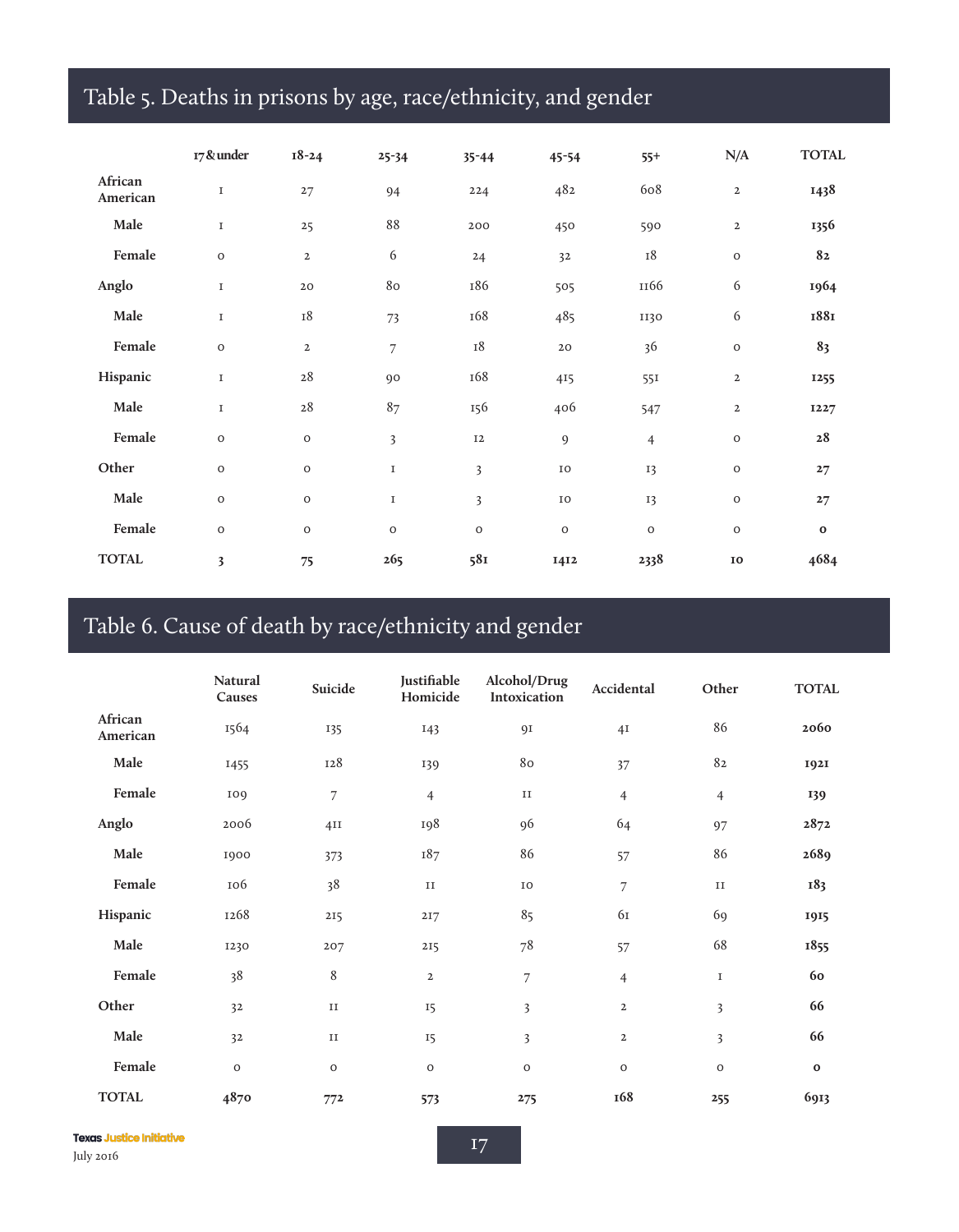## Table 5. Deaths in prisons by age, race/ethnicity, and gender

| | 17 & under | 18-24 | 25-34 | 35-44 | 45-54 | 55+ | N/A | TOTAL |
|---|---|---|---|---|---|---|---|---|
| **African American** | 1 | 27 | 94 | 224 | 482 | 608 | 2 | **1438** |
| **Male** | 1 | 25 | 88 | 200 | 450 | 590 | 2 | **1356** |
| **Female** | 0 | 2 | 6 | 24 | 32 | 18 | 0 | **82** |
| **Anglo** | 1 | 20 | 80 | 186 | 505 | 1166 | 6 | **1964** |
| **Male** | 1 | 18 | 73 | 168 | 485 | 1130 | 6 | **1881** |
| **Female** | 0 | 2 | 7 | 18 | 20 | 36 | 0 | **83** |
| **Hispanic** | 1 | 28 | 90 | 168 | 415 | 551 | 2 | **1255** |
| **Male** | 1 | 28 | 87 | 156 | 406 | 547 | 2 | **1227** |
| **Female** | 0 | 0 | 3 | 12 | 9 | 4 | 0 | **28** |
| **Other** | 0 | 0 | 1 | 3 | 10 | 13 | 0 | **27** |
| **Male** | 0 | 0 | 1 | 3 | 10 | 13 | 0 | **27** |
| **Female** | 0 | 0 | 0 | 0 | 0 | 0 | 0 | **0** |
| **TOTAL** | **3** | **75** | **265** | **581** | **1412** | **2338** | **10** | **4684** |

## Table 6. Cause of death by race/ethnicity and gender

| | Natural Causes | Suicide | Justifiable Homicide | Alcohol/Drug Intoxication | Accidental | Other | TOTAL |
|---|---|---|---|---|---|---|---|
| **African American** | 1564 | 135 | 143 | 91 | 41 | 86 | **2060** |
| **Male** | 1455 | 128 | 139 | 80 | 37 | 82 | **1921** |
| **Female** | 109 | 7 | 4 | 11 | 4 | 4 | **139** |
| **Anglo** | 2006 | 411 | 198 | 96 | 64 | 97 | **2872** |
| **Male** | 1900 | 373 | 187 | 86 | 57 | 86 | **2689** |
| **Female** | 106 | 38 | 11 | 10 | 7 | 11 | **183** |
| **Hispanic** | 1268 | 215 | 217 | 85 | 61 | 69 | **1915** |
| **Male** | 1230 | 207 | 215 | 78 | 57 | 68 | **1855** |
| **Female** | 38 | 8 | 2 | 7 | 4 | 1 | **60** |
| **Other** | 32 | 11 | 15 | 3 | 2 | 3 | **66** |
| **Male** | 32 | 11 | 15 | 3 | 2 | 3 | **66** |
| **Female** | 0 | 0 | 0 | 0 | 0 | 0 | **0** |
| **TOTAL** | **4870** | **772** | **573** | **275** | **168** | **255** | **6913** |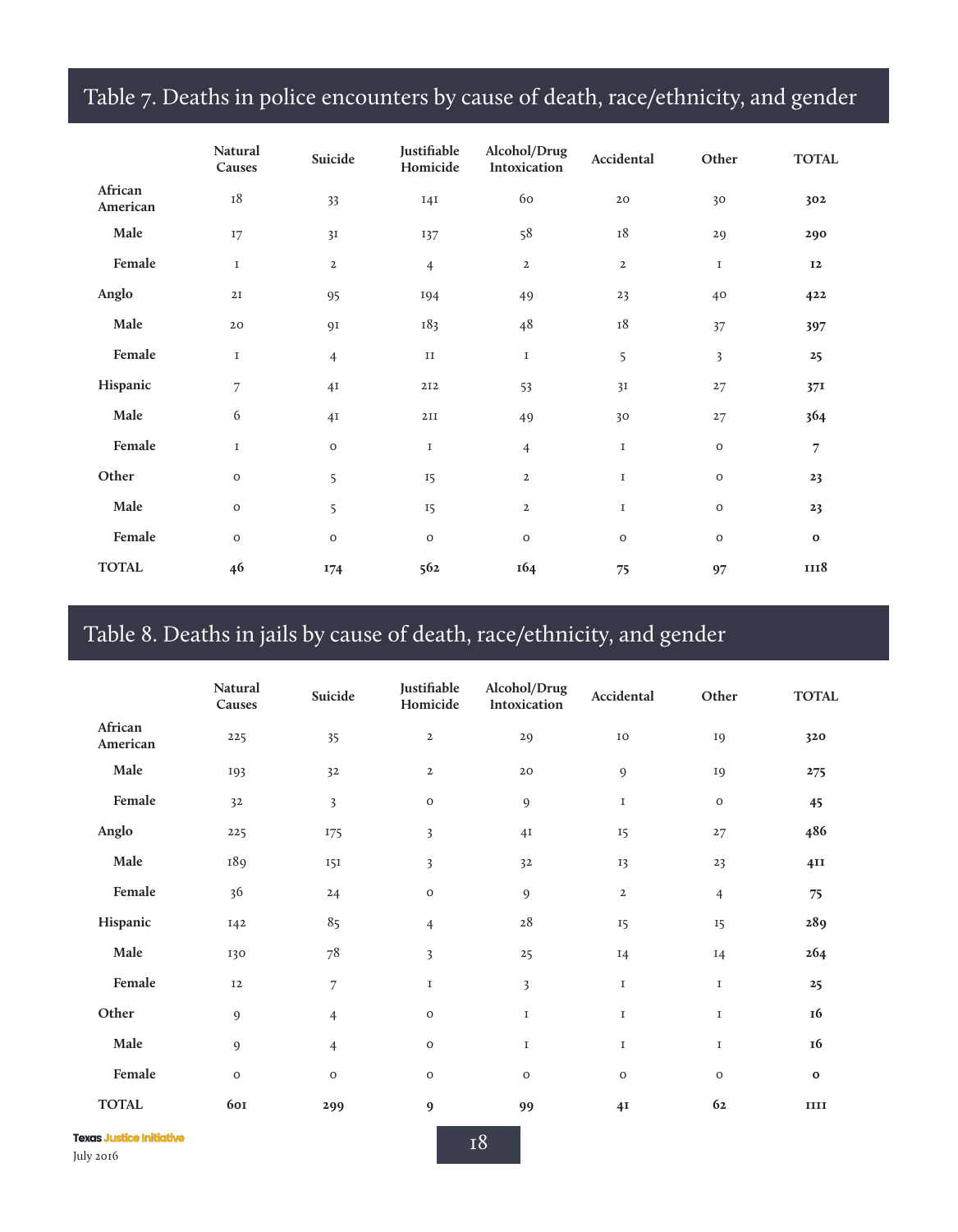## Table 7. Deaths in police encounters by cause of death, race/ethnicity, and gender

| | Natural Causes | Suicide | Justifiable Homicide | Alcohol/Drug Intoxication | Accidental | Other | TOTAL |
|---|---|---|---|---|---|---|---|
| African American | 18 | 33 | 141 | 60 | 20 | 30 | **302** |
| Male | 17 | 31 | 137 | 58 | 18 | 29 | **290** |
| Female | 1 | 2 | 4 | 2 | 2 | 1 | **12** |
| Anglo | 21 | 95 | 194 | 49 | 23 | 40 | **422** |
| Male | 20 | 91 | 183 | 48 | 18 | 37 | **397** |
| Female | 1 | 4 | 11 | 1 | 5 | 3 | **25** |
| Hispanic | 7 | 41 | 212 | 53 | 31 | 27 | **371** |
| Male | 6 | 41 | 211 | 49 | 30 | 27 | **364** |
| Female | 1 | 0 | 1 | 4 | 1 | 0 | **7** |
| Other | 0 | 5 | 15 | 2 | 1 | 0 | **23** |
| Male | 0 | 5 | 15 | 2 | 1 | 0 | **23** |
| Female | 0 | 0 | 0 | 0 | 0 | 0 | **0** |
| TOTAL | **46** | **174** | **562** | **164** | **75** | **97** | **1118** |

## Table 8. Deaths in jails by cause of death, race/ethnicity, and gender

| | Natural Causes | Suicide | Justifiable Homicide | Alcohol/Drug Intoxication | Accidental | Other | TOTAL |
|---|---|---|---|---|---|---|---|
| African American | 225 | 35 | 2 | 29 | 10 | 19 | **320** |
| Male | 193 | 32 | 2 | 20 | 9 | 19 | **275** |
| Female | 32 | 3 | 0 | 9 | 1 | 0 | **45** |
| Anglo | 225 | 175 | 3 | 41 | 15 | 27 | **486** |
| Male | 189 | 151 | 3 | 32 | 13 | 23 | **411** |
| Female | 36 | 24 | 0 | 9 | 2 | 4 | **75** |
| Hispanic | 142 | 85 | 4 | 28 | 15 | 15 | **289** |
| Male | 130 | 78 | 3 | 25 | 14 | 14 | **264** |
| Female | 12 | 7 | 1 | 3 | 1 | 1 | **25** |
| Other | 9 | 4 | 0 | 1 | 1 | 1 | **16** |
| Male | 9 | 4 | 0 | 1 | 1 | 1 | **16** |
| Female | 0 | 0 | 0 | 0 | 0 | 0 | **0** |
| TOTAL | **601** | **299** | **9** | **99** | **41** | **62** | **1111** |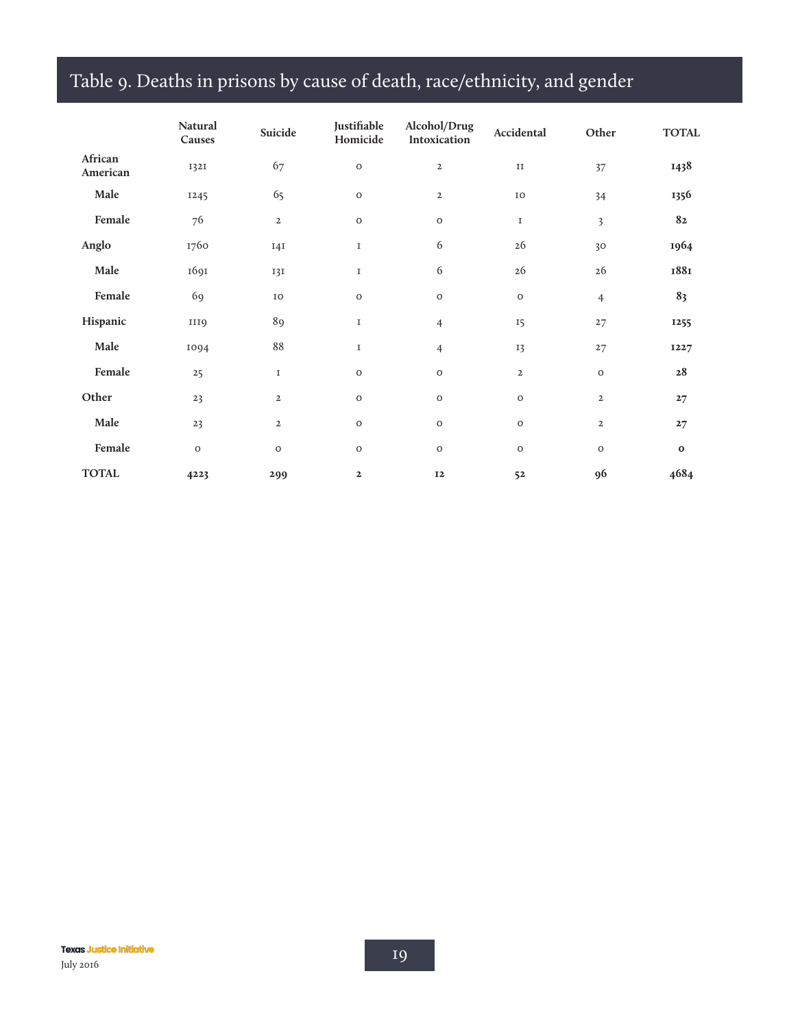## Table 9. Deaths in prisons by cause of death, race/ethnicity, and gender

| | Natural Causes | Suicide | Justifiable Homicide | Alcohol/Drug Intoxication | Accidental | Other | TOTAL |
|---|---|---|---|---|---|---|---|
| **African American** | 1321 | 67 | 0 | 2 | 11 | 37 | **1438** |
| **Male** | 1245 | 65 | 0 | 2 | 10 | 34 | **1356** |
| **Female** | 76 | 2 | 0 | 0 | 1 | 3 | **82** |
| **Anglo** | 1760 | 141 | 1 | 6 | 26 | 30 | **1964** |
| **Male** | 1691 | 131 | 1 | 6 | 26 | 26 | **1881** |
| **Female** | 69 | 10 | 0 | 0 | 0 | 4 | **83** |
| **Hispanic** | 1119 | 89 | 1 | 4 | 15 | 27 | **1255** |
| **Male** | 1094 | 88 | 1 | 4 | 13 | 27 | **1227** |
| **Female** | 25 | 1 | 0 | 0 | 2 | 0 | **28** |
| **Other** | 23 | 2 | 0 | 0 | 0 | 2 | **27** |
| **Male** | 23 | 2 | 0 | 0 | 0 | 2 | **27** |
| **Female** | 0 | 0 | 0 | 0 | 0 | 0 | **0** |
| **TOTAL** | **4223** | **299** | **2** | **12** | **52** | **96** | **4684** |